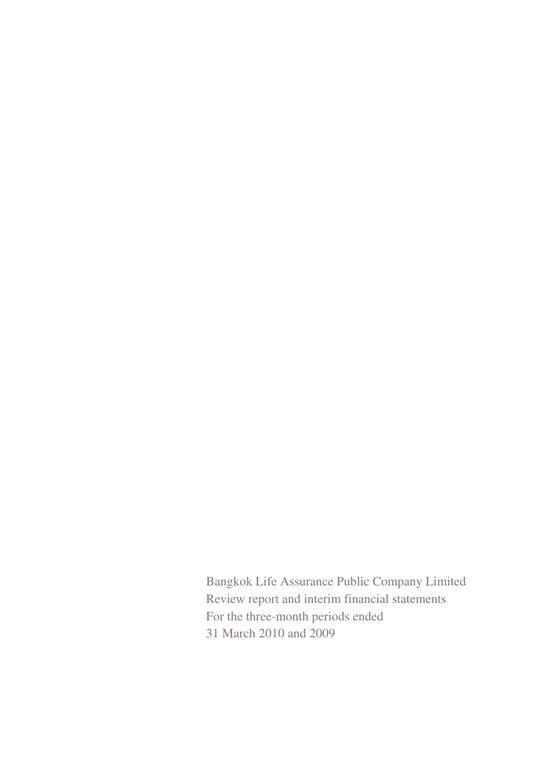Bangkok Life Assurance Public Company Limited

Review report and interim financial statements

For the three-month periods ended

31 March 2010 and 2009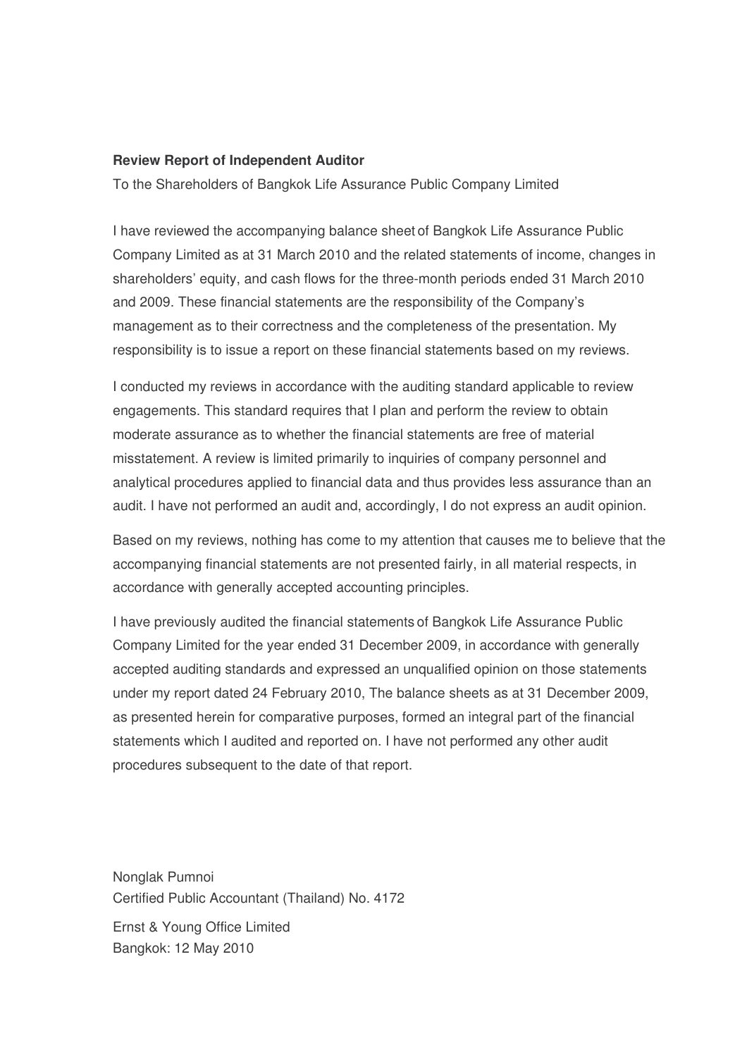**Review Report of Independent Auditor**

To the Shareholders of Bangkok Life Assurance Public Company Limited

I have reviewed the accompanying balance sheet of Bangkok Life Assurance Public Company Limited as at 31 March 2010 and the related statements of income, changes in shareholders' equity, and cash flows for the three-month periods ended 31 March 2010 and 2009. These financial statements are the responsibility of the Company's management as to their correctness and the completeness of the presentation. My responsibility is to issue a report on these financial statements based on my reviews.

I conducted my reviews in accordance with the auditing standard applicable to review engagements. This standard requires that I plan and perform the review to obtain moderate assurance as to whether the financial statements are free of material misstatement. A review is limited primarily to inquiries of company personnel and analytical procedures applied to financial data and thus provides less assurance than an audit. I have not performed an audit and, accordingly, I do not express an audit opinion.

Based on my reviews, nothing has come to my attention that causes me to believe that the accompanying financial statements are not presented fairly, in all material respects, in accordance with generally accepted accounting principles.

I have previously audited the financial statements of Bangkok Life Assurance Public Company Limited for the year ended 31 December 2009, in accordance with generally accepted auditing standards and expressed an unqualified opinion on those statements under my report dated 24 February 2010, The balance sheets as at 31 December 2009, as presented herein for comparative purposes, formed an integral part of the financial statements which I audited and reported on. I have not performed any other audit procedures subsequent to the date of that report.

Nonglak Pumnoi
Certified Public Accountant (Thailand) No. 4172

Ernst & Young Office Limited
Bangkok: 12 May 2010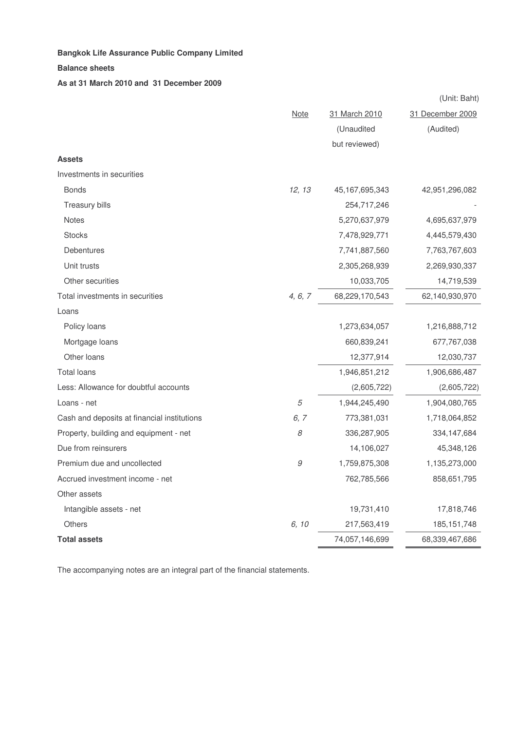**Bangkok Life Assurance Public Company Limited**

**Balance sheets**

**As at 31 March 2010 and 31 December 2009**

(Unit: Baht)

| | Note | 31 March 2010 (Unaudited but reviewed) | 31 December 2009 (Audited) |
|---|---|---|---|
| **Assets** | | | |
| Investments in securities | | | |
| Bonds | *12, 13* | 45,167,695,343 | 42,951,296,082 |
| Treasury bills | | 254,717,246 | - |
| Notes | | 5,270,637,979 | 4,695,637,979 |
| Stocks | | 7,478,929,771 | 4,445,579,430 |
| Debentures | | 7,741,887,560 | 7,763,767,603 |
| Unit trusts | | 2,305,268,939 | 2,269,930,337 |
| Other securities | | 10,033,705 | 14,719,539 |
| Total investments in securities | *4, 6, 7* | 68,229,170,543 | 62,140,930,970 |
| Loans | | | |
| Policy loans | | 1,273,634,057 | 1,216,888,712 |
| Mortgage loans | | 660,839,241 | 677,767,038 |
| Other loans | | 12,377,914 | 12,030,737 |
| Total loans | | 1,946,851,212 | 1,906,686,487 |
| Less: Allowance for doubtful accounts | | (2,605,722) | (2,605,722) |
| Loans - net | *5* | 1,944,245,490 | 1,904,080,765 |
| Cash and deposits at financial institutions | *6, 7* | 773,381,031 | 1,718,064,852 |
| Property, building and equipment - net | *8* | 336,287,905 | 334,147,684 |
| Due from reinsurers | | 14,106,027 | 45,348,126 |
| Premium due and uncollected | *9* | 1,759,875,308 | 1,135,273,000 |
| Accrued investment income - net | | 762,785,566 | 858,651,795 |
| Other assets | | | |
| Intangible assets - net | | 19,731,410 | 17,818,746 |
| Others | *6, 10* | 217,563,419 | 185,151,748 |
| **Total assets** | | 74,057,146,699 | 68,339,467,686 |

The accompanying notes are an integral part of the financial statements.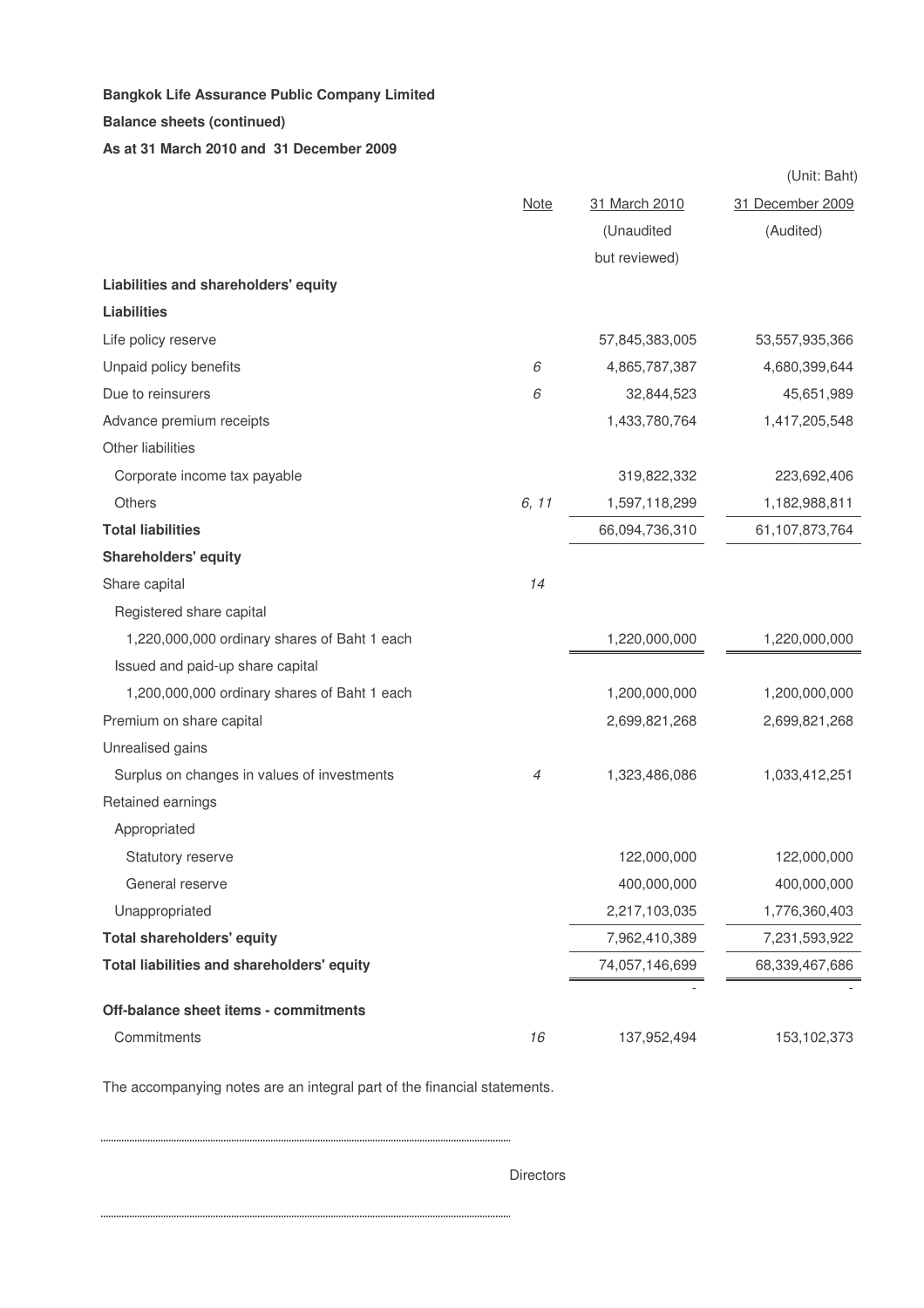**Bangkok Life Assurance Public Company Limited**

**Balance sheets (continued)**

**As at 31 March 2010 and 31 December 2009**

(Unit: Baht)

| | Note | 31 March 2010 (Unaudited but reviewed) | 31 December 2009 (Audited) |
|---|---|---|---|
| **Liabilities and shareholders' equity** | | | |
| **Liabilities** | | | |
| Life policy reserve | | 57,845,383,005 | 53,557,935,366 |
| Unpaid policy benefits | *6* | 4,865,787,387 | 4,680,399,644 |
| Due to reinsurers | *6* | 32,844,523 | 45,651,989 |
| Advance premium receipts | | 1,433,780,764 | 1,417,205,548 |
| Other liabilities | | | |
| Corporate income tax payable | | 319,822,332 | 223,692,406 |
| Others | *6, 11* | 1,597,118,299 | 1,182,988,811 |
| **Total liabilities** | | 66,094,736,310 | 61,107,873,764 |
| **Shareholders' equity** | | | |
| Share capital | *14* | | |
| Registered share capital | | | |
| 1,220,000,000 ordinary shares of Baht 1 each | | 1,220,000,000 | 1,220,000,000 |
| Issued and paid-up share capital | | | |
| 1,200,000,000 ordinary shares of Baht 1 each | | 1,200,000,000 | 1,200,000,000 |
| Premium on share capital | | 2,699,821,268 | 2,699,821,268 |
| Unrealised gains | | | |
| Surplus on changes in values of investments | *4* | 1,323,486,086 | 1,033,412,251 |
| Retained earnings | | | |
| Appropriated | | | |
| Statutory reserve | | 122,000,000 | 122,000,000 |
| General reserve | | 400,000,000 | 400,000,000 |
| Unappropriated | | 2,217,103,035 | 1,776,360,403 |
| **Total shareholders' equity** | | 7,962,410,389 | 7,231,593,922 |
| **Total liabilities and shareholders' equity** | | 74,057,146,699 | 68,339,467,686 |
| | | - | - |
| **Off-balance sheet items - commitments** | | | |
| Commitments | *16* | 137,952,494 | 153,102,373 |

The accompanying notes are an integral part of the financial statements.

..........................................................................

Directors

..........................................................................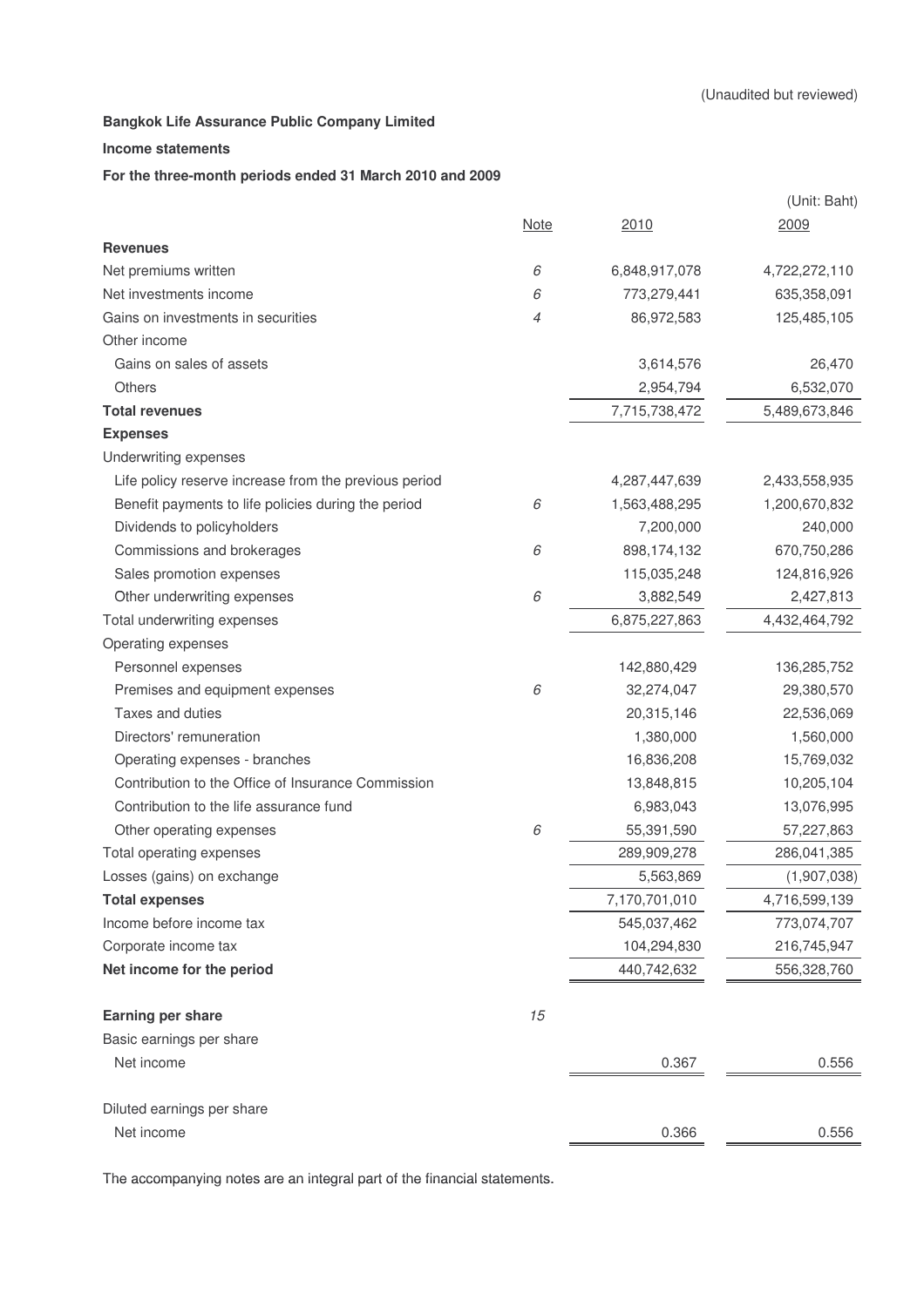(Unaudited but reviewed)

**Bangkok Life Assurance Public Company Limited**

**Income statements**

**For the three-month periods ended 31 March 2010 and 2009**

(Unit: Baht)

| | Note | 2010 | 2009 |
|---|---|---|---|
| **Revenues** | | | |
| Net premiums written | 6 | 6,848,917,078 | 4,722,272,110 |
| Net investments income | 6 | 773,279,441 | 635,358,091 |
| Gains on investments in securities | 4 | 86,972,583 | 125,485,105 |
| Other income | | | |
| Gains on sales of assets | | 3,614,576 | 26,470 |
| Others | | 2,954,794 | 6,532,070 |
| **Total revenues** | | 7,715,738,472 | 5,489,673,846 |
| **Expenses** | | | |
| Underwriting expenses | | | |
| Life policy reserve increase from the previous period | | 4,287,447,639 | 2,433,558,935 |
| Benefit payments to life policies during the period | 6 | 1,563,488,295 | 1,200,670,832 |
| Dividends to policyholders | | 7,200,000 | 240,000 |
| Commissions and brokerages | 6 | 898,174,132 | 670,750,286 |
| Sales promotion expenses | | 115,035,248 | 124,816,926 |
| Other underwriting expenses | 6 | 3,882,549 | 2,427,813 |
| Total underwriting expenses | | 6,875,227,863 | 4,432,464,792 |
| Operating expenses | | | |
| Personnel expenses | | 142,880,429 | 136,285,752 |
| Premises and equipment expenses | 6 | 32,274,047 | 29,380,570 |
| Taxes and duties | | 20,315,146 | 22,536,069 |
| Directors' remuneration | | 1,380,000 | 1,560,000 |
| Operating expenses - branches | | 16,836,208 | 15,769,032 |
| Contribution to the Office of Insurance Commission | | 13,848,815 | 10,205,104 |
| Contribution to the life assurance fund | | 6,983,043 | 13,076,995 |
| Other operating expenses | 6 | 55,391,590 | 57,227,863 |
| Total operating expenses | | 289,909,278 | 286,041,385 |
| Losses (gains) on exchange | | 5,563,869 | (1,907,038) |
| **Total expenses** | | 7,170,701,010 | 4,716,599,139 |
| Income before income tax | | 545,037,462 | 773,074,707 |
| Corporate income tax | | 104,294,830 | 216,745,947 |
| **Net income for the period** | | 440,742,632 | 556,328,760 |
| | | | |
| **Earning per share** | 15 | | |
| Basic earnings per share | | | |
| Net income | | 0.367 | 0.556 |
| | | | |
| Diluted earnings per share | | | |
| Net income | | 0.366 | 0.556 |

The accompanying notes are an integral part of the financial statements.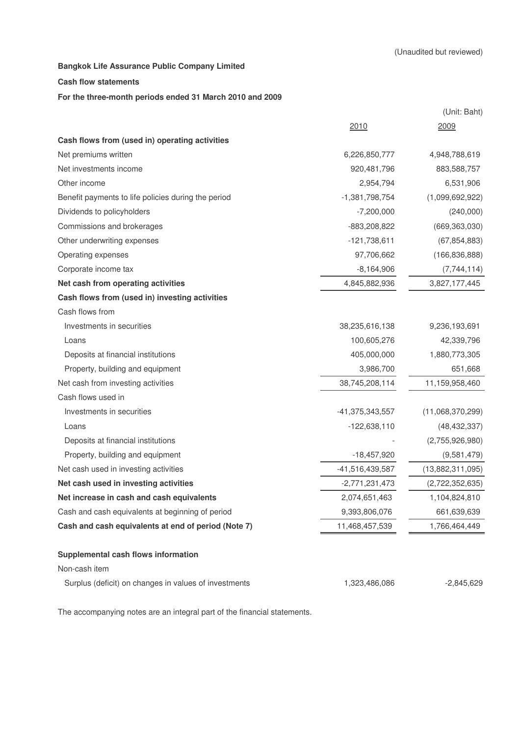(Unaudited but reviewed)

**Bangkok Life Assurance Public Company Limited**

**Cash flow statements**

**For the three-month periods ended 31 March 2010 and 2009**

(Unit: Baht)

| | 2010 | 2009 |
|---|---|---|
| **Cash flows from (used in) operating activities** | | |
| Net premiums written | 6,226,850,777 | 4,948,788,619 |
| Net investments income | 920,481,796 | 883,588,757 |
| Other income | 2,954,794 | 6,531,906 |
| Benefit payments to life policies during the period | -1,381,798,754 | (1,099,692,922) |
| Dividends to policyholders | -7,200,000 | (240,000) |
| Commissions and brokerages | -883,208,822 | (669,363,030) |
| Other underwriting expenses | -121,738,611 | (67,854,883) |
| Operating expenses | 97,706,662 | (166,836,888) |
| Corporate income tax | -8,164,906 | (7,744,114) |
| **Net cash from operating activities** | 4,845,882,936 | 3,827,177,445 |
| **Cash flows from (used in) investing activities** | | |
| Cash flows from | | |
| Investments in securities | 38,235,616,138 | 9,236,193,691 |
| Loans | 100,605,276 | 42,339,796 |
| Deposits at financial institutions | 405,000,000 | 1,880,773,305 |
| Property, building and equipment | 3,986,700 | 651,668 |
| Net cash from investing activities | 38,745,208,114 | 11,159,958,460 |
| Cash flows used in | | |
| Investments in securities | -41,375,343,557 | (11,068,370,299) |
| Loans | -122,638,110 | (48,432,337) |
| Deposits at financial institutions | - | (2,755,926,980) |
| Property, building and equipment | -18,457,920 | (9,581,479) |
| Net cash used in investing activities | -41,516,439,587 | (13,882,311,095) |
| **Net cash used in investing activities** | -2,771,231,473 | (2,722,352,635) |
| **Net increase in cash and cash equivalents** | 2,074,651,463 | 1,104,824,810 |
| Cash and cash equivalents at beginning of period | 9,393,806,076 | 661,639,639 |
| **Cash and cash equivalents at end of period (Note 7)** | 11,468,457,539 | 1,766,464,449 |
| | | |
| **Supplemental cash flows information** | | |
| Non-cash item | | |
| Surplus (deficit) on changes in values of investments | 1,323,486,086 | -2,845,629 |

The accompanying notes are an integral part of the financial statements.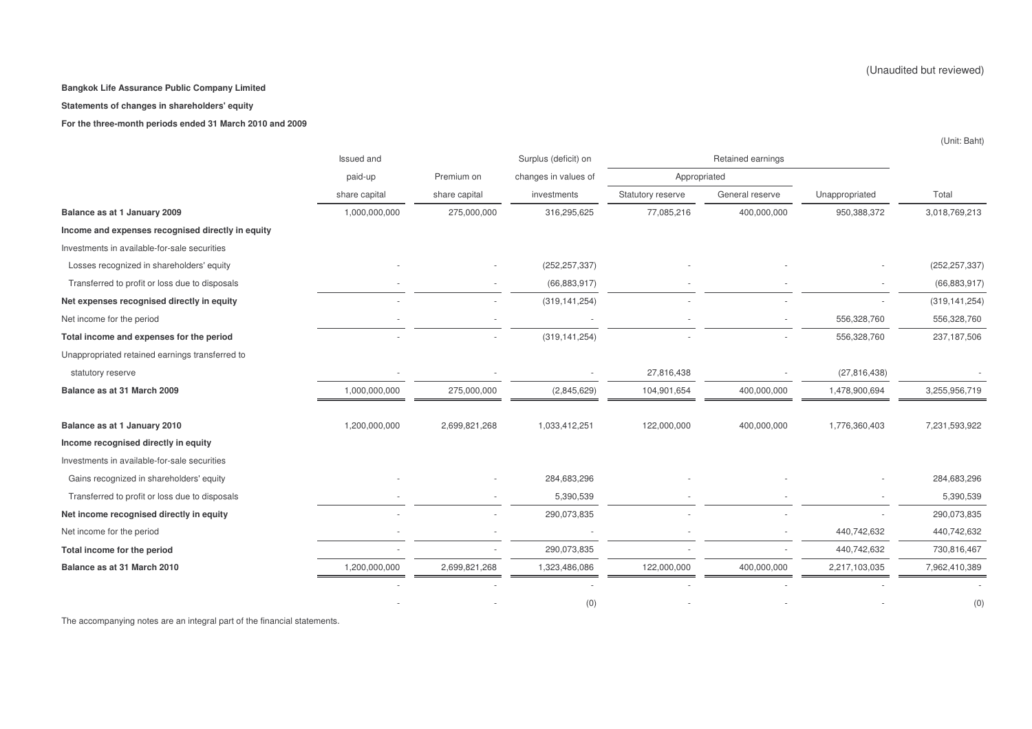(Unaudited but reviewed)

**Bangkok Life Assurance Public Company Limited**

**Statements of changes in shareholders' equity**

**For the three-month periods ended 31 March 2010 and 2009**

(Unit: Baht)

| | Issued and paid-up share capital | Premium on share capital | Surplus (deficit) on changes in values of investments | Retained earnings | | | Total |
|---|---|---|---|---|---|---|---|
| | | | | Appropriated | | | |
| | | | | Statutory reserve | General reserve | Unappropriated | |
| **Balance as at 1 January 2009** | 1,000,000,000 | 275,000,000 | 316,295,625 | 77,085,216 | 400,000,000 | 950,388,372 | 3,018,769,213 |
| **Income and expenses recognised directly in equity** | | | | | | | |
| Investments in available-for-sale securities | | | | | | | |
| Losses recognized in shareholders' equity | - | - | (252,257,337) | - | - | - | (252,257,337) |
| Transferred to profit or loss due to disposals | - | - | (66,883,917) | - | - | - | (66,883,917) |
| **Net expenses recognised directly in equity** | - | - | (319,141,254) | - | - | - | (319,141,254) |
| Net income for the period | - | - | - | - | - | 556,328,760 | 556,328,760 |
| **Total income and expenses for the period** | - | - | (319,141,254) | - | - | 556,328,760 | 237,187,506 |
| Unappropriated retained earnings transferred to statutory reserve | - | - | - | 27,816,438 | - | (27,816,438) | - |
| **Balance as at 31 March 2009** | 1,000,000,000 | 275,000,000 | (2,845,629) | 104,901,654 | 400,000,000 | 1,478,900,694 | 3,255,956,719 |
| | | | | | | | |
| **Balance as at 1 January 2010** | 1,200,000,000 | 2,699,821,268 | 1,033,412,251 | 122,000,000 | 400,000,000 | 1,776,360,403 | 7,231,593,922 |
| **Income recognised directly in equity** | | | | | | | |
| Investments in available-for-sale securities | | | | | | | |
| Gains recognized in shareholders' equity | - | - | 284,683,296 | - | - | - | 284,683,296 |
| Transferred to profit or loss due to disposals | - | - | 5,390,539 | - | - | - | 5,390,539 |
| **Net income recognised directly in equity** | - | - | 290,073,835 | - | - | - | 290,073,835 |
| Net income for the period | - | - | - | - | - | 440,742,632 | 440,742,632 |
| **Total income for the period** | - | - | 290,073,835 | - | - | 440,742,632 | 730,816,467 |
| **Balance as at 31 March 2010** | 1,200,000,000 | 2,699,821,268 | 1,323,486,086 | 122,000,000 | 400,000,000 | 2,217,103,035 | 7,962,410,389 |
| | - | - | - | - | - | - | - |
| | - | - | (0) | - | - | - | (0) |

The accompanying notes are an integral part of the financial statements.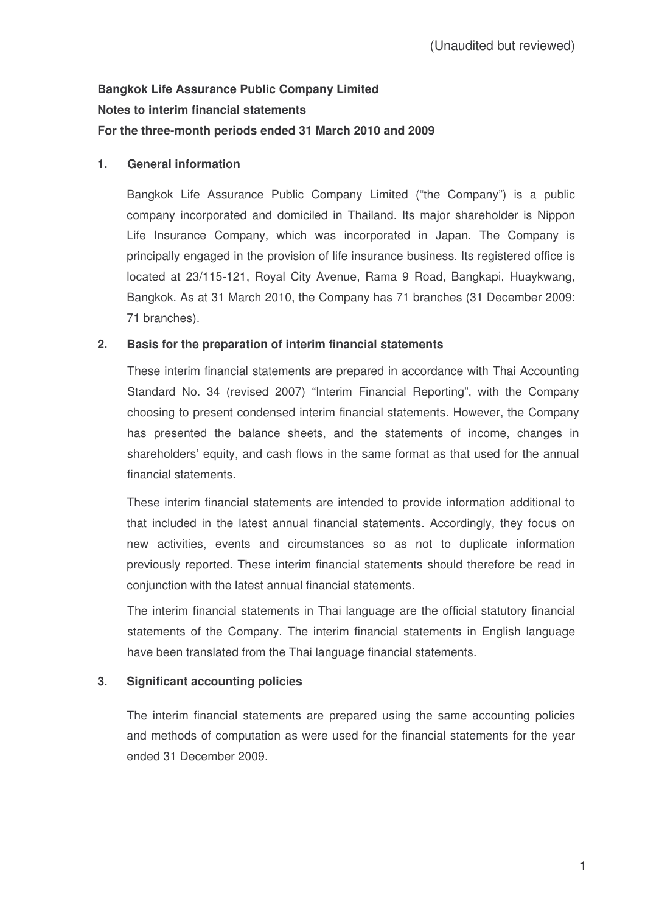(Unaudited but reviewed)

**Bangkok Life Assurance Public Company Limited**

**Notes to interim financial statements**

**For the three-month periods ended 31 March 2010 and 2009**

## 1. General information

Bangkok Life Assurance Public Company Limited ("the Company") is a public company incorporated and domiciled in Thailand. Its major shareholder is Nippon Life Insurance Company, which was incorporated in Japan. The Company is principally engaged in the provision of life insurance business. Its registered office is located at 23/115-121, Royal City Avenue, Rama 9 Road, Bangkapi, Huaykwang, Bangkok. As at 31 March 2010, the Company has 71 branches (31 December 2009: 71 branches).

## 2. Basis for the preparation of interim financial statements

These interim financial statements are prepared in accordance with Thai Accounting Standard No. 34 (revised 2007) "Interim Financial Reporting", with the Company choosing to present condensed interim financial statements. However, the Company has presented the balance sheets, and the statements of income, changes in shareholders' equity, and cash flows in the same format as that used for the annual financial statements.

These interim financial statements are intended to provide information additional to that included in the latest annual financial statements. Accordingly, they focus on new activities, events and circumstances so as not to duplicate information previously reported. These interim financial statements should therefore be read in conjunction with the latest annual financial statements.

The interim financial statements in Thai language are the official statutory financial statements of the Company. The interim financial statements in English language have been translated from the Thai language financial statements.

## 3. Significant accounting policies

The interim financial statements are prepared using the same accounting policies and methods of computation as were used for the financial statements for the year ended 31 December 2009.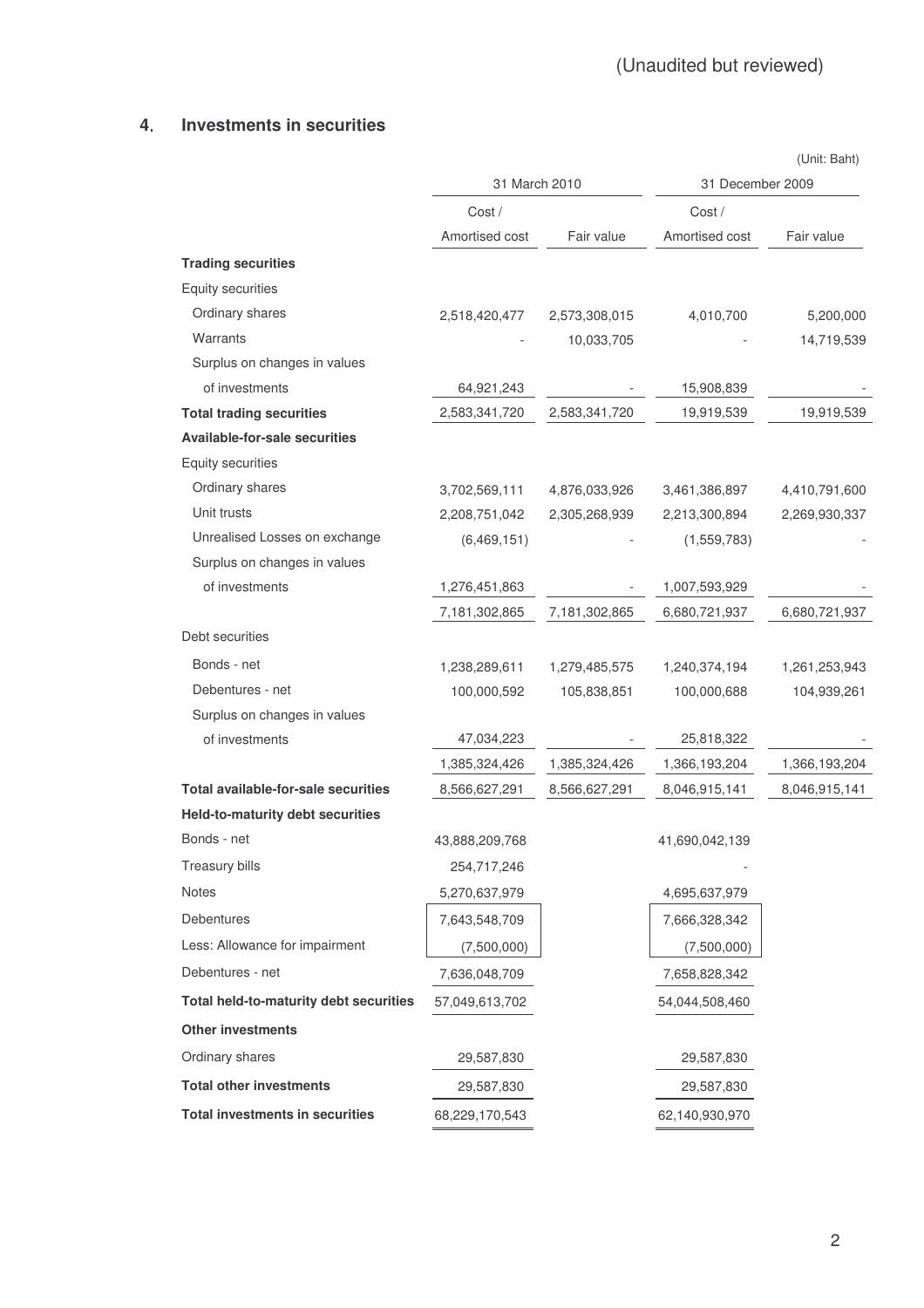(Unaudited but reviewed)

## 4. Investments in securities

(Unit: Baht)

| | 31 March 2010 | | 31 December 2009 | |
|---|---|---|---|---|
| | Cost / Amortised cost | Fair value | Cost / Amortised cost | Fair value |
| **Trading securities** | | | | |
| Equity securities | | | | |
| Ordinary shares | 2,518,420,477 | 2,573,308,015 | 4,010,700 | 5,200,000 |
| Warrants | - | 10,033,705 | - | 14,719,539 |
| Surplus on changes in values of investments | 64,921,243 | - | 15,908,839 | - |
| **Total trading securities** | 2,583,341,720 | 2,583,341,720 | 19,919,539 | 19,919,539 |
| **Available-for-sale securities** | | | | |
| Equity securities | | | | |
| Ordinary shares | 3,702,569,111 | 4,876,033,926 | 3,461,386,897 | 4,410,791,600 |
| Unit trusts | 2,208,751,042 | 2,305,268,939 | 2,213,300,894 | 2,269,930,337 |
| Unrealised Losses on exchange | (6,469,151) | - | (1,559,783) | - |
| Surplus on changes in values of investments | 1,276,451,863 | - | 1,007,593,929 | - |
| | 7,181,302,865 | 7,181,302,865 | 6,680,721,937 | 6,680,721,937 |
| Debt securities | | | | |
| Bonds - net | 1,238,289,611 | 1,279,485,575 | 1,240,374,194 | 1,261,253,943 |
| Debentures - net | 100,000,592 | 105,838,851 | 100,000,688 | 104,939,261 |
| Surplus on changes in values of investments | 47,034,223 | - | 25,818,322 | - |
| | 1,385,324,426 | 1,385,324,426 | 1,366,193,204 | 1,366,193,204 |
| **Total available-for-sale securities** | 8,566,627,291 | 8,566,627,291 | 8,046,915,141 | 8,046,915,141 |
| **Held-to-maturity debt securities** | | | | |
| Bonds - net | 43,888,209,768 | | 41,690,042,139 | |
| Treasury bills | 254,717,246 | | - | |
| Notes | 5,270,637,979 | | 4,695,637,979 | |
| Debentures | 7,643,548,709 | | 7,666,328,342 | |
| Less: Allowance for impairment | (7,500,000) | | (7,500,000) | |
| Debentures - net | 7,636,048,709 | | 7,658,828,342 | |
| **Total held-to-maturity debt securities** | 57,049,613,702 | | 54,044,508,460 | |
| **Other investments** | | | | |
| Ordinary shares | 29,587,830 | | 29,587,830 | |
| **Total other investments** | 29,587,830 | | 29,587,830 | |
| **Total investments in securities** | 68,229,170,543 | | 62,140,930,970 | |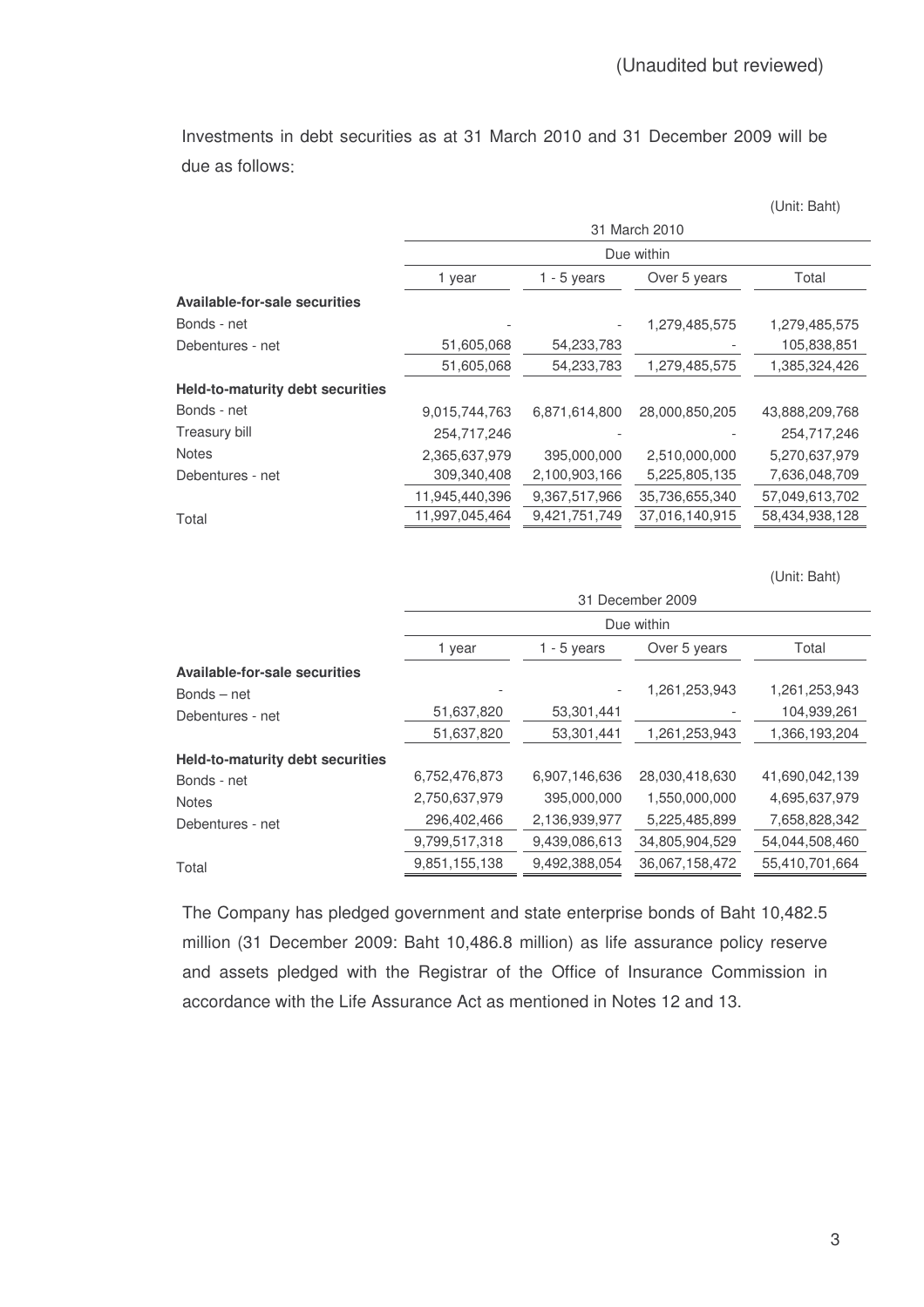(Unaudited but reviewed)

Investments in debt securities as at 31 March 2010 and 31 December 2009 will be due as follows:

(Unit: Baht)

| | 31 March 2010 | | | |
|---|---|---|---|---|
| | Due within | | | |
| | 1 year | 1 - 5 years | Over 5 years | Total |
| **Available-for-sale securities** | | | | |
| Bonds - net | - | - | 1,279,485,575 | 1,279,485,575 |
| Debentures - net | 51,605,068 | 54,233,783 | - | 105,838,851 |
| | 51,605,068 | 54,233,783 | 1,279,485,575 | 1,385,324,426 |
| **Held-to-maturity debt securities** | | | | |
| Bonds - net | 9,015,744,763 | 6,871,614,800 | 28,000,850,205 | 43,888,209,768 |
| Treasury bill | 254,717,246 | - | - | 254,717,246 |
| Notes | 2,365,637,979 | 395,000,000 | 2,510,000,000 | 5,270,637,979 |
| Debentures - net | 309,340,408 | 2,100,903,166 | 5,225,805,135 | 7,636,048,709 |
| | 11,945,440,396 | 9,367,517,966 | 35,736,655,340 | 57,049,613,702 |
| Total | 11,997,045,464 | 9,421,751,749 | 37,016,140,915 | 58,434,938,128 |

(Unit: Baht)

| | 31 December 2009 | | | |
|---|---|---|---|---|
| | Due within | | | |
| | 1 year | 1 - 5 years | Over 5 years | Total |
| **Available-for-sale securities** | | | | |
| Bonds – net | - | - | 1,261,253,943 | 1,261,253,943 |
| Debentures - net | 51,637,820 | 53,301,441 | - | 104,939,261 |
| | 51,637,820 | 53,301,441 | 1,261,253,943 | 1,366,193,204 |
| **Held-to-maturity debt securities** | | | | |
| Bonds - net | 6,752,476,873 | 6,907,146,636 | 28,030,418,630 | 41,690,042,139 |
| Notes | 2,750,637,979 | 395,000,000 | 1,550,000,000 | 4,695,637,979 |
| Debentures - net | 296,402,466 | 2,136,939,977 | 5,225,485,899 | 7,658,828,342 |
| | 9,799,517,318 | 9,439,086,613 | 34,805,904,529 | 54,044,508,460 |
| Total | 9,851,155,138 | 9,492,388,054 | 36,067,158,472 | 55,410,701,664 |

The Company has pledged government and state enterprise bonds of Baht 10,482.5 million (31 December 2009: Baht 10,486.8 million) as life assurance policy reserve and assets pledged with the Registrar of the Office of Insurance Commission in accordance with the Life Assurance Act as mentioned in Notes 12 and 13.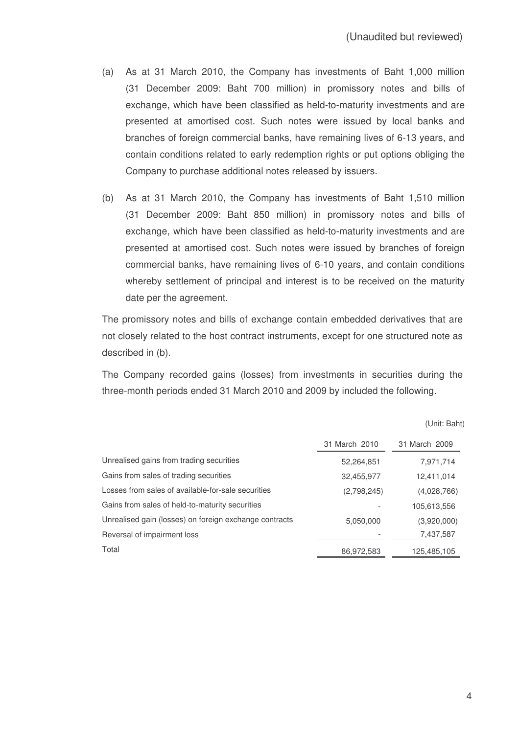(Unaudited but reviewed)

(a) As at 31 March 2010, the Company has investments of Baht 1,000 million (31 December 2009: Baht 700 million) in promissory notes and bills of exchange, which have been classified as held-to-maturity investments and are presented at amortised cost. Such notes were issued by local banks and branches of foreign commercial banks, have remaining lives of 6-13 years, and contain conditions related to early redemption rights or put options obliging the Company to purchase additional notes released by issuers.

(b) As at 31 March 2010, the Company has investments of Baht 1,510 million (31 December 2009: Baht 850 million) in promissory notes and bills of exchange, which have been classified as held-to-maturity investments and are presented at amortised cost. Such notes were issued by branches of foreign commercial banks, have remaining lives of 6-10 years, and contain conditions whereby settlement of principal and interest is to be received on the maturity date per the agreement.

The promissory notes and bills of exchange contain embedded derivatives that are not closely related to the host contract instruments, except for one structured note as described in (b).

The Company recorded gains (losses) from investments in securities during the three-month periods ended 31 March 2010 and 2009 by included the following.

(Unit: Baht)

| | 31 March 2010 | 31 March 2009 |
|---|---|---|
| Unrealised gains from trading securities | 52,264,851 | 7,971,714 |
| Gains from sales of trading securities | 32,455,977 | 12,411,014 |
| Losses from sales of available-for-sale securities | (2,798,245) | (4,028,766) |
| Gains from sales of held-to-maturity securities | - | 105,613,556 |
| Unrealised gain (losses) on foreign exchange contracts | 5,050,000 | (3,920,000) |
| Reversal of impairment loss | - | 7,437,587 |
| Total | 86,972,583 | 125,485,105 |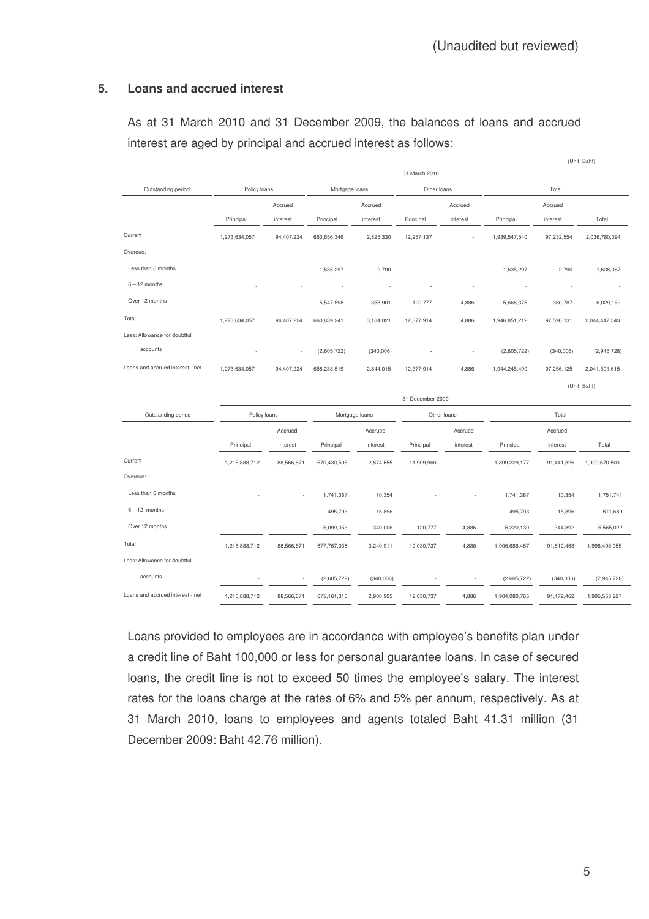(Unaudited but reviewed)

## 5. Loans and accrued interest

As at 31 March 2010 and 31 December 2009, the balances of loans and accrued interest are aged by principal and accrued interest as follows:

(Unit: Baht)

| | 31 March 2010 | | | | | | | | |
|---|---|---|---|---|---|---|---|---|---|
| Outstanding period | Policy loans | | Mortgage loans | | Other loans | | Total | | |
| | Principal | Accrued interest | Principal | Accrued interest | Principal | Accrued interest | Principal | Accrued interest | Total |
| Current | 1,273,634,057 | 94,407,224 | 653,656,346 | 2,825,330 | 12,257,137 | - | 1,939,547,540 | 97,232,554 | 2,036,780,094 |
| Overdue: | | | | | | | | | |
| Less than 6 months | - | - | 1,635,297 | 2,790 | - | - | 1,635,297 | 2,790 | 1,638,087 |
| 6 – 12 months | - | - | - | - | - | - | - | - | - |
| Over 12 months | - | - | 5,547,598 | 355,901 | 120,777 | 4,886 | 5,668,375 | 360,787 | 6,029,162 |
| Total | 1,273,634,057 | 94,407,224 | 660,839,241 | 3,184,021 | 12,377,914 | 4,886 | 1,946,851,212 | 97,596,131 | 2,044,447,343 |
| Less: Allowance for doubtful accounts | - | - | (2,605,722) | (340,006) | - | - | (2,605,722) | (340,006) | (2,945,728) |
| Loans and accrued interest - net | 1,273,634,057 | 94,407,224 | 658,233,519 | 2,844,015 | 12,377,914 | 4,886 | 1,944,245,490 | 97,256,125 | 2,041,501,615 |

(Unit: Baht)

| | 31 December 2009 | | | | | | | | |
|---|---|---|---|---|---|---|---|---|---|
| Outstanding period | Policy loans | | Mortgage loans | | Other loans | | Total | | |
| | Principal | Accrued interest | Principal | Accrued interest | Principal | Accrued interest | Principal | Accrued interest | Total |
| Current | 1,216,888,712 | 88,566,671 | 670,430,505 | 2,874,655 | 11,909,960 | - | 1,899,229,177 | 91,441,326 | 1,990,670,503 |
| Overdue: | | | | | | | | | |
| Less than 6 months | - | - | 1,741,387 | 10,354 | - | - | 1,741,387 | 10,354 | 1,751,741 |
| 6 – 12 months | - | - | 495,793 | 15,896 | - | - | 495,793 | 15,896 | 511,689 |
| Over 12 months | - | - | 5,099,353 | 340,006 | 120,777 | 4,886 | 5,220,130 | 344,892 | 5,565,022 |
| Total | 1,216,888,712 | 88,566,671 | 677,767,038 | 3,240,911 | 12,030,737 | 4,886 | 1,906,686,487 | 91,812,468 | 1,998,498,955 |
| Less: Allowance for doubtful accounts | - | - | (2,605,722) | (340,006) | - | - | (2,605,722) | (340,006) | (2,945,728) |
| Loans and accrued interest - net | 1,216,888,712 | 88,566,671 | 675,161,316 | 2,900,905 | 12,030,737 | 4,886 | 1,904,080,765 | 91,472,462 | 1,995,553,227 |

Loans provided to employees are in accordance with employee's benefits plan under a credit line of Baht 100,000 or less for personal guarantee loans. In case of secured loans, the credit line is not to exceed 50 times the employee's salary. The interest rates for the loans charge at the rates of 6% and 5% per annum, respectively. As at 31 March 2010, loans to employees and agents totaled Baht 41.31 million (31 December 2009: Baht 42.76 million).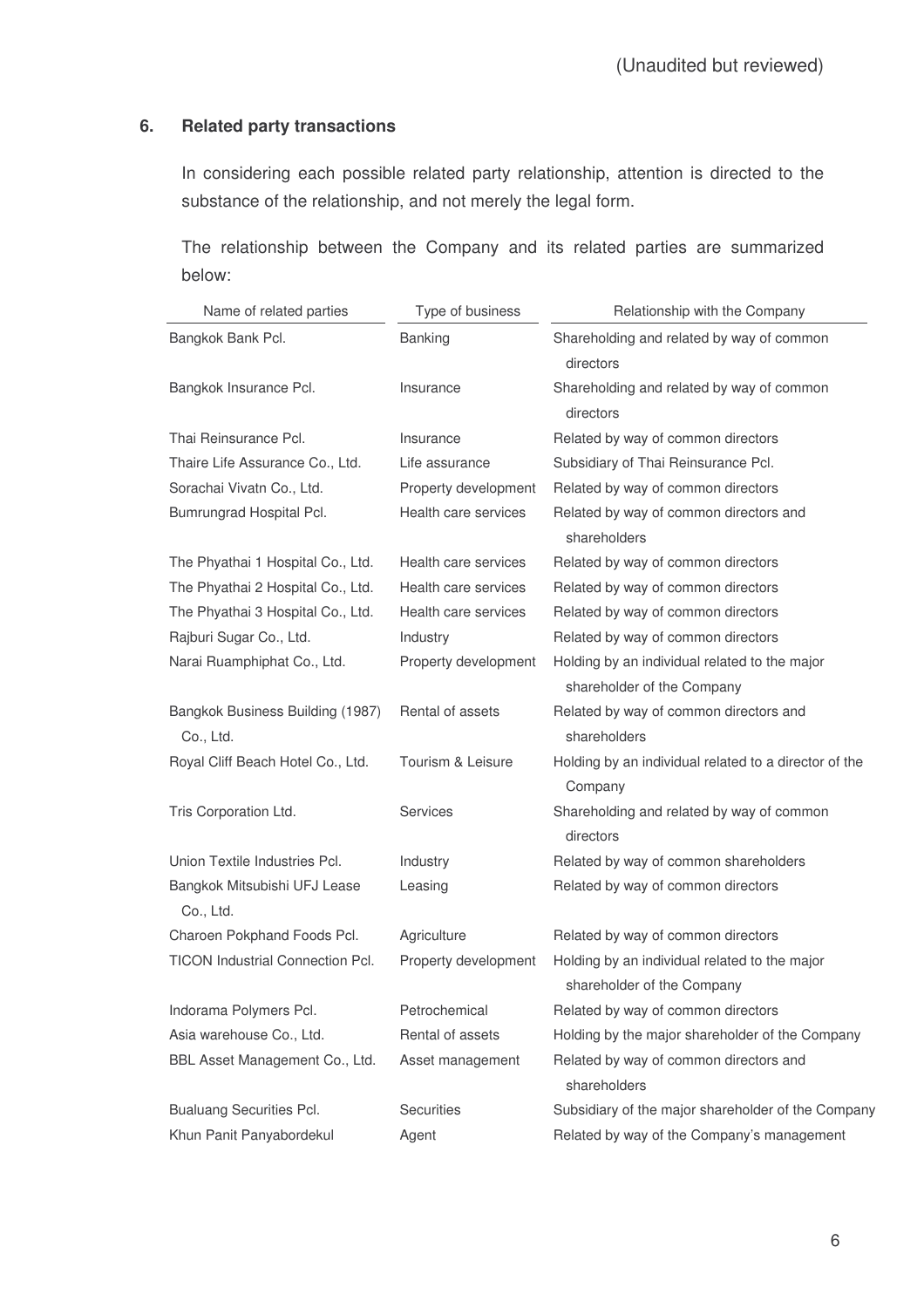(Unaudited but reviewed)

## 6. Related party transactions

In considering each possible related party relationship, attention is directed to the substance of the relationship, and not merely the legal form.

The relationship between the Company and its related parties are summarized below:

| Name of related parties | Type of business | Relationship with the Company |
|---|---|---|
| Bangkok Bank Pcl. | Banking | Shareholding and related by way of common directors |
| Bangkok Insurance Pcl. | Insurance | Shareholding and related by way of common directors |
| Thai Reinsurance Pcl. | Insurance | Related by way of common directors |
| Thaire Life Assurance Co., Ltd. | Life assurance | Subsidiary of Thai Reinsurance Pcl. |
| Sorachai Vivatn Co., Ltd. | Property development | Related by way of common directors |
| Bumrungrad Hospital Pcl. | Health care services | Related by way of common directors and shareholders |
| The Phyathai 1 Hospital Co., Ltd. | Health care services | Related by way of common directors |
| The Phyathai 2 Hospital Co., Ltd. | Health care services | Related by way of common directors |
| The Phyathai 3 Hospital Co., Ltd. | Health care services | Related by way of common directors |
| Rajburi Sugar Co., Ltd. | Industry | Related by way of common directors |
| Narai Ruamphiphat Co., Ltd. | Property development | Holding by an individual related to the major shareholder of the Company |
| Bangkok Business Building (1987) Co., Ltd. | Rental of assets | Related by way of common directors and shareholders |
| Royal Cliff Beach Hotel Co., Ltd. | Tourism & Leisure | Holding by an individual related to a director of the Company |
| Tris Corporation Ltd. | Services | Shareholding and related by way of common directors |
| Union Textile Industries Pcl. | Industry | Related by way of common shareholders |
| Bangkok Mitsubishi UFJ Lease Co., Ltd. | Leasing | Related by way of common directors |
| Charoen Pokphand Foods Pcl. | Agriculture | Related by way of common directors |
| TICON Industrial Connection Pcl. | Property development | Holding by an individual related to the major shareholder of the Company |
| Indorama Polymers Pcl. | Petrochemical | Related by way of common directors |
| Asia warehouse Co., Ltd. | Rental of assets | Holding by the major shareholder of the Company |
| BBL Asset Management Co., Ltd. | Asset management | Related by way of common directors and shareholders |
| Bualuang Securities Pcl. | Securities | Subsidiary of the major shareholder of the Company |
| Khun Panit Panyabordekul | Agent | Related by way of the Company's management |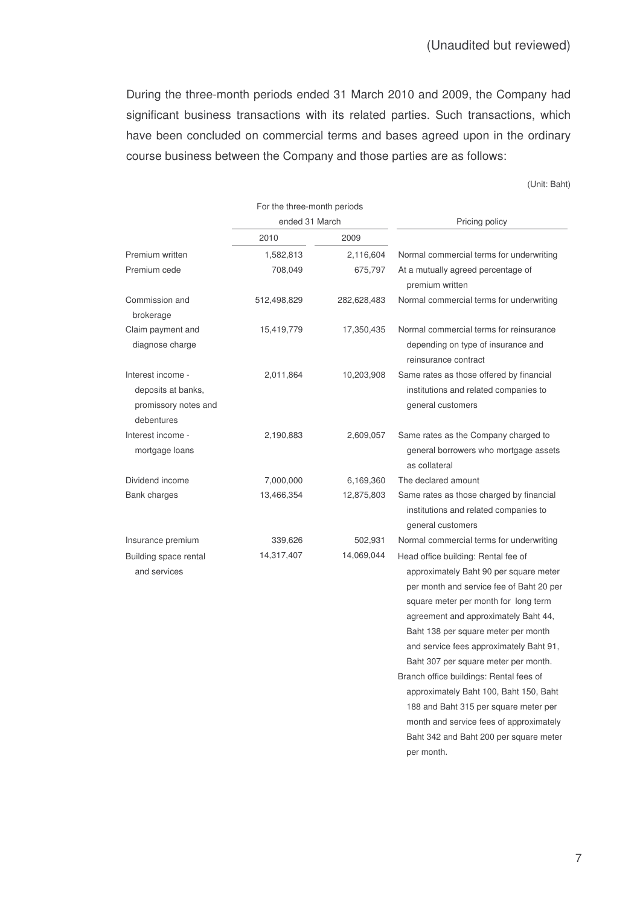(Unaudited but reviewed)

During the three-month periods ended 31 March 2010 and 2009, the Company had significant business transactions with its related parties. Such transactions, which have been concluded on commercial terms and bases agreed upon in the ordinary course business between the Company and those parties are as follows:

(Unit: Baht)

| | For the three-month periods ended 31 March | | Pricing policy |
|---|---|---|---|
| | 2010 | 2009 | |
| Premium written | 1,582,813 | 2,116,604 | Normal commercial terms for underwriting |
| Premium cede | 708,049 | 675,797 | At a mutually agreed percentage of premium written |
| Commission and brokerage | 512,498,829 | 282,628,483 | Normal commercial terms for underwriting |
| Claim payment and diagnose charge | 15,419,779 | 17,350,435 | Normal commercial terms for reinsurance depending on type of insurance and reinsurance contract |
| Interest income - deposits at banks, promissory notes and debentures | 2,011,864 | 10,203,908 | Same rates as those offered by financial institutions and related companies to general customers |
| Interest income - mortgage loans | 2,190,883 | 2,609,057 | Same rates as the Company charged to general borrowers who mortgage assets as collateral |
| Dividend income | 7,000,000 | 6,169,360 | The declared amount |
| Bank charges | 13,466,354 | 12,875,803 | Same rates as those charged by financial institutions and related companies to general customers |
| Insurance premium | 339,626 | 502,931 | Normal commercial terms for underwriting |
| Building space rental and services | 14,317,407 | 14,069,044 | Head office building: Rental fee of approximately Baht 90 per square meter per month and service fee of Baht 20 per square meter per month for long term agreement and approximately Baht 44, Baht 138 per square meter per month and service fees approximately Baht 91, Baht 307 per square meter per month. Branch office buildings: Rental fees of approximately Baht 100, Baht 150, Baht 188 and Baht 315 per square meter per month and service fees of approximately Baht 342 and Baht 200 per square meter per month. |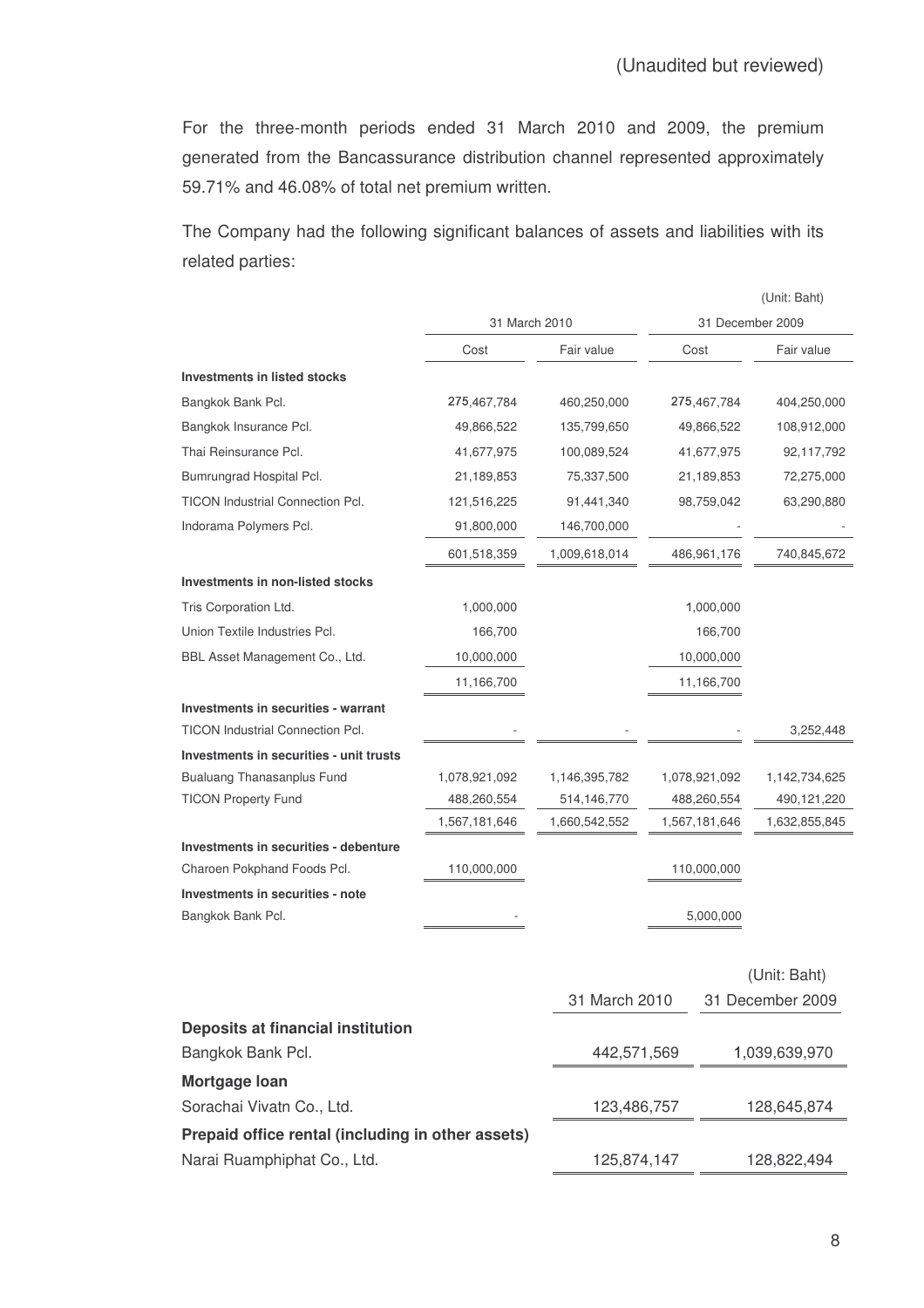(Unaudited but reviewed)

For the three-month periods ended 31 March 2010 and 2009, the premium generated from the Bancassurance distribution channel represented approximately 59.71% and 46.08% of total net premium written.

The Company had the following significant balances of assets and liabilities with its related parties:

(Unit: Baht)

| | 31 March 2010 | | 31 December 2009 | |
|---|---|---|---|---|
| | Cost | Fair value | Cost | Fair value |
| **Investments in listed stocks** | | | | |
| Bangkok Bank Pcl. | 275,467,784 | 460,250,000 | 275,467,784 | 404,250,000 |
| Bangkok Insurance Pcl. | 49,866,522 | 135,799,650 | 49,866,522 | 108,912,000 |
| Thai Reinsurance Pcl. | 41,677,975 | 100,089,524 | 41,677,975 | 92,117,792 |
| Bumrungrad Hospital Pcl. | 21,189,853 | 75,337,500 | 21,189,853 | 72,275,000 |
| TICON Industrial Connection Pcl. | 121,516,225 | 91,441,340 | 98,759,042 | 63,290,880 |
| Indorama Polymers Pcl. | 91,800,000 | 146,700,000 | - | - |
| | 601,518,359 | 1,009,618,014 | 486,961,176 | 740,845,672 |
| **Investments in non-listed stocks** | | | | |
| Tris Corporation Ltd. | 1,000,000 | | 1,000,000 | |
| Union Textile Industries Pcl. | 166,700 | | 166,700 | |
| BBL Asset Management Co., Ltd. | 10,000,000 | | 10,000,000 | |
| | 11,166,700 | | 11,166,700 | |
| **Investments in securities - warrant** | | | | |
| TICON Industrial Connection Pcl. | - | - | - | 3,252,448 |
| **Investments in securities - unit trusts** | | | | |
| Bualuang Thanasanplus Fund | 1,078,921,092 | 1,146,395,782 | 1,078,921,092 | 1,142,734,625 |
| TICON Property Fund | 488,260,554 | 514,146,770 | 488,260,554 | 490,121,220 |
| | 1,567,181,646 | 1,660,542,552 | 1,567,181,646 | 1,632,855,845 |
| **Investments in securities - debenture** | | | | |
| Charoen Pokphand Foods Pcl. | 110,000,000 | | 110,000,000 | |
| **Investments in securities - note** | | | | |
| Bangkok Bank Pcl. | - | | 5,000,000 | |

(Unit: Baht)

| | 31 March 2010 | 31 December 2009 |
|---|---|---|
| **Deposits at financial institution** | | |
| Bangkok Bank Pcl. | 442,571,569 | 1,039,639,970 |
| **Mortgage loan** | | |
| Sorachai Vivatn Co., Ltd. | 123,486,757 | 128,645,874 |
| **Prepaid office rental (including in other assets)** | | |
| Narai Ruamphiphat Co., Ltd. | 125,874,147 | 128,822,494 |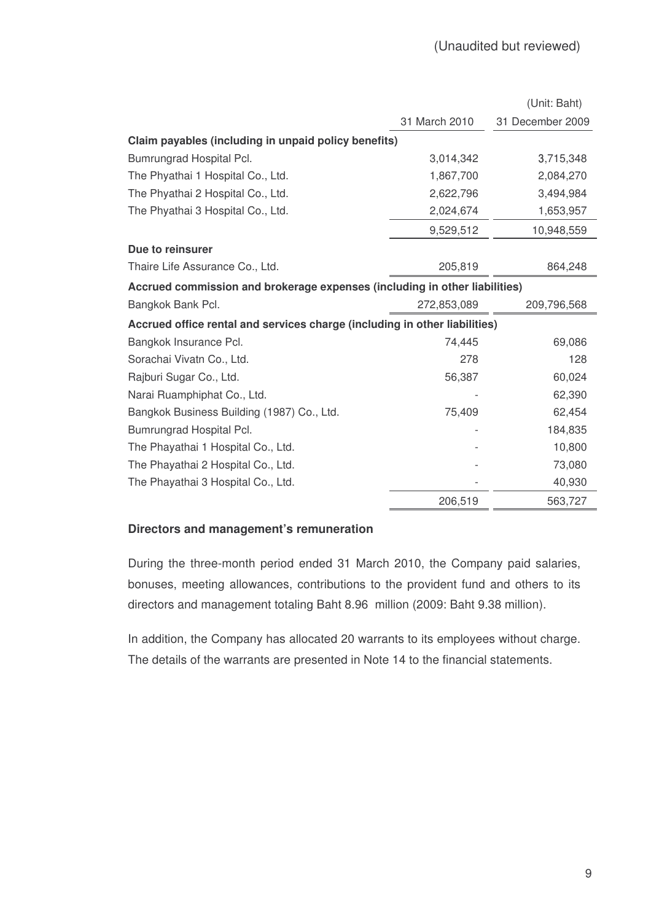(Unaudited but reviewed)

| | | (Unit: Baht) |
|---|---|---|
| | 31 March 2010 | 31 December 2009 |
| **Claim payables (including in unpaid policy benefits)** | | |
| Bumrungrad Hospital Pcl. | 3,014,342 | 3,715,348 |
| The Phyathai 1 Hospital Co., Ltd. | 1,867,700 | 2,084,270 |
| The Phyathai 2 Hospital Co., Ltd. | 2,622,796 | 3,494,984 |
| The Phyathai 3 Hospital Co., Ltd. | 2,024,674 | 1,653,957 |
| | 9,529,512 | 10,948,559 |
| **Due to reinsurer** | | |
| Thaire Life Assurance Co., Ltd. | 205,819 | 864,248 |
| **Accrued commission and brokerage expenses (including in other liabilities)** | | |
| Bangkok Bank Pcl. | 272,853,089 | 209,796,568 |
| **Accrued office rental and services charge (including in other liabilities)** | | |
| Bangkok Insurance Pcl. | 74,445 | 69,086 |
| Sorachai Vivatn Co., Ltd. | 278 | 128 |
| Rajburi Sugar Co., Ltd. | 56,387 | 60,024 |
| Narai Ruamphiphat Co., Ltd. | - | 62,390 |
| Bangkok Business Building (1987) Co., Ltd. | 75,409 | 62,454 |
| Bumrungrad Hospital Pcl. | - | 184,835 |
| The Phayathai 1 Hospital Co., Ltd. | - | 10,800 |
| The Phayathai 2 Hospital Co., Ltd. | - | 73,080 |
| The Phayathai 3 Hospital Co., Ltd. | - | 40,930 |
| | 206,519 | 563,727 |

**Directors and management's remuneration**

During the three-month period ended 31 March 2010, the Company paid salaries, bonuses, meeting allowances, contributions to the provident fund and others to its directors and management totaling Baht 8.96 million (2009: Baht 9.38 million).

In addition, the Company has allocated 20 warrants to its employees without charge. The details of the warrants are presented in Note 14 to the financial statements.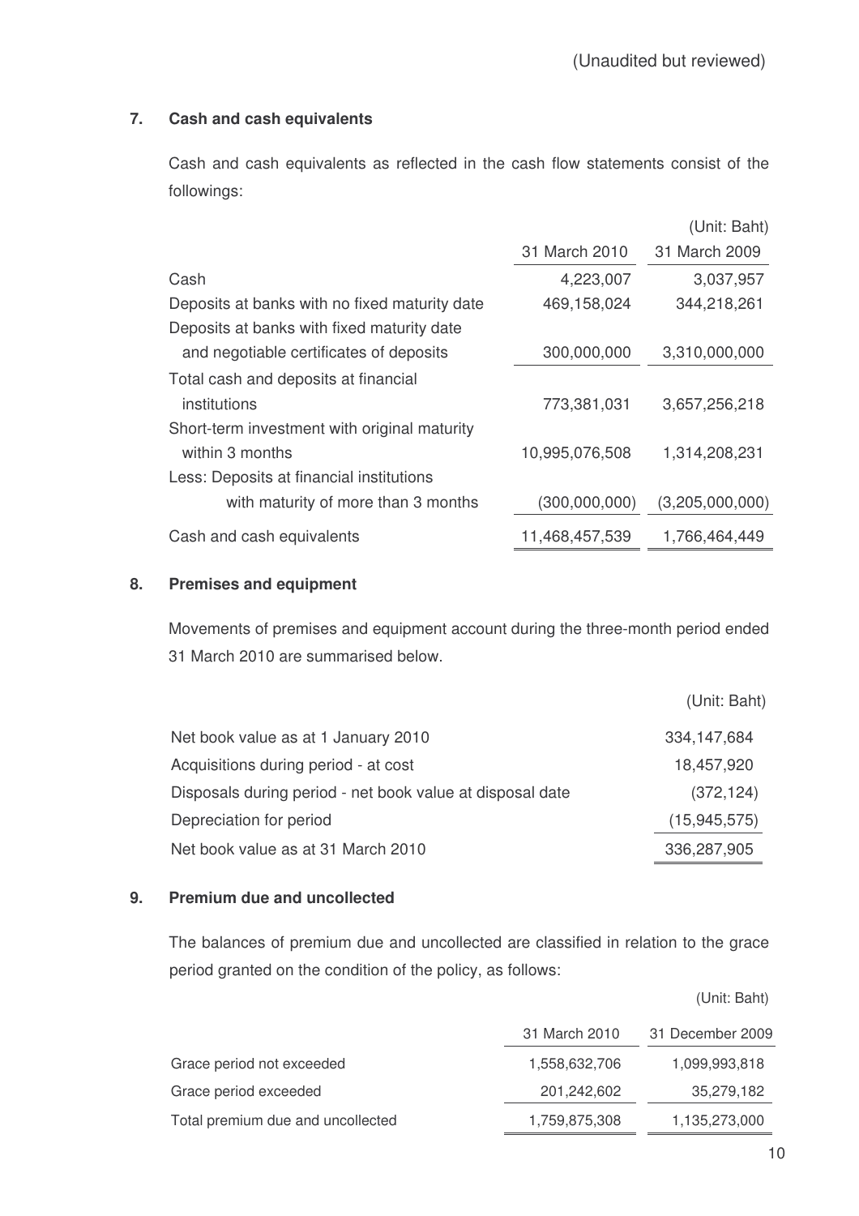(Unaudited but reviewed)

## 7. Cash and cash equivalents

Cash and cash equivalents as reflected in the cash flow statements consist of the followings:

(Unit: Baht)

| | 31 March 2010 | 31 March 2009 |
|---|---|---|
| Cash | 4,223,007 | 3,037,957 |
| Deposits at banks with no fixed maturity date | 469,158,024 | 344,218,261 |
| Deposits at banks with fixed maturity date and negotiable certificates of deposits | 300,000,000 | 3,310,000,000 |
| Total cash and deposits at financial institutions | 773,381,031 | 3,657,256,218 |
| Short-term investment with original maturity within 3 months | 10,995,076,508 | 1,314,208,231 |
| Less: Deposits at financial institutions with maturity of more than 3 months | (300,000,000) | (3,205,000,000) |
| Cash and cash equivalents | 11,468,457,539 | 1,766,464,449 |

## 8. Premises and equipment

Movements of premises and equipment account during the three-month period ended 31 March 2010 are summarised below.

(Unit: Baht)

| | |
|---|---|
| Net book value as at 1 January 2010 | 334,147,684 |
| Acquisitions during period - at cost | 18,457,920 |
| Disposals during period - net book value at disposal date | (372,124) |
| Depreciation for period | (15,945,575) |
| Net book value as at 31 March 2010 | 336,287,905 |

## 9. Premium due and uncollected

The balances of premium due and uncollected are classified in relation to the grace period granted on the condition of the policy, as follows:

(Unit: Baht)

| | 31 March 2010 | 31 December 2009 |
|---|---|---|
| Grace period not exceeded | 1,558,632,706 | 1,099,993,818 |
| Grace period exceeded | 201,242,602 | 35,279,182 |
| Total premium due and uncollected | 1,759,875,308 | 1,135,273,000 |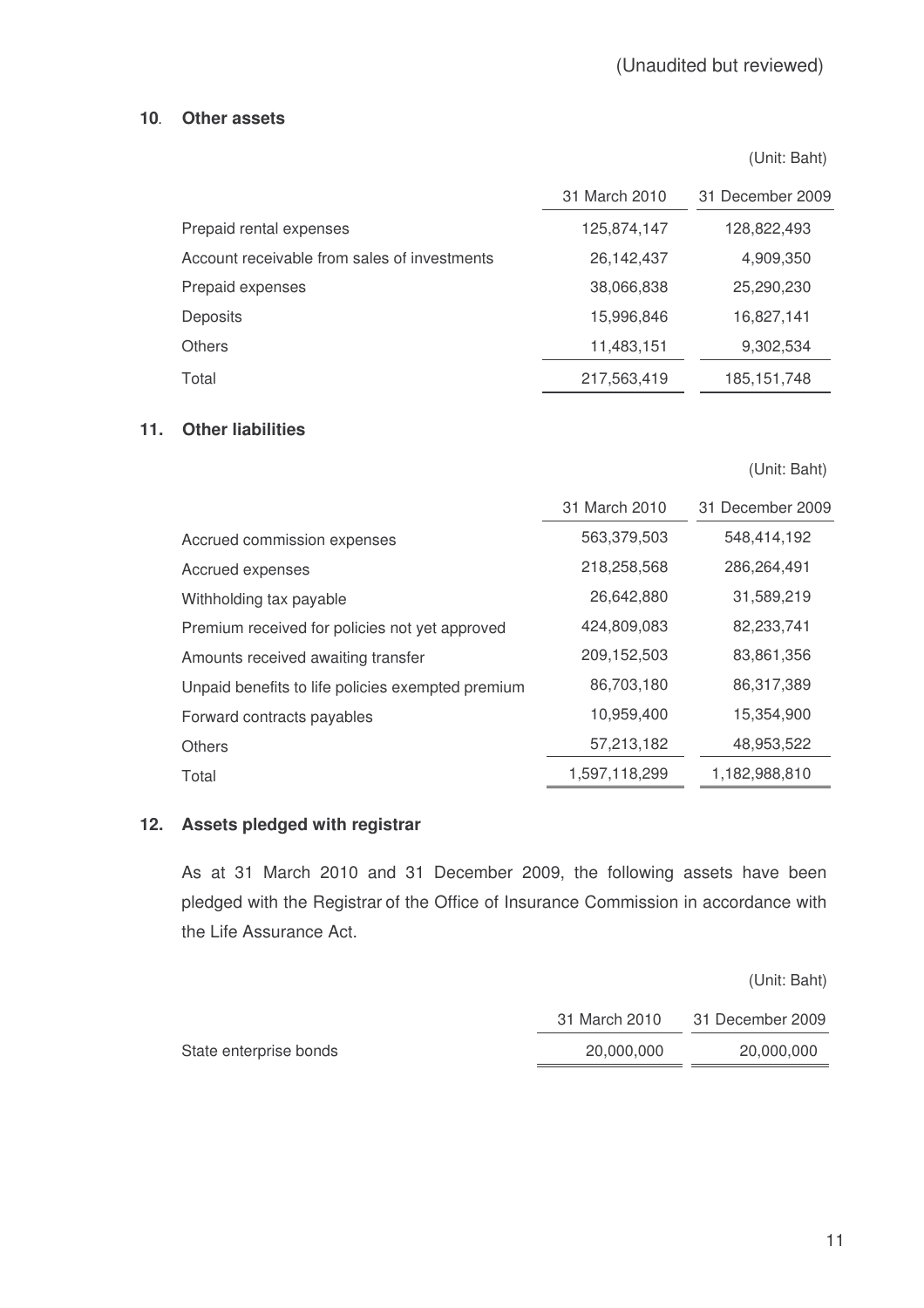(Unaudited but reviewed)

## 10. Other assets

(Unit: Baht)

| | 31 March 2010 | 31 December 2009 |
|---|---|---|
| Prepaid rental expenses | 125,874,147 | 128,822,493 |
| Account receivable from sales of investments | 26,142,437 | 4,909,350 |
| Prepaid expenses | 38,066,838 | 25,290,230 |
| Deposits | 15,996,846 | 16,827,141 |
| Others | 11,483,151 | 9,302,534 |
| Total | 217,563,419 | 185,151,748 |

## 11. Other liabilities

(Unit: Baht)

| | 31 March 2010 | 31 December 2009 |
|---|---|---|
| Accrued commission expenses | 563,379,503 | 548,414,192 |
| Accrued expenses | 218,258,568 | 286,264,491 |
| Withholding tax payable | 26,642,880 | 31,589,219 |
| Premium received for policies not yet approved | 424,809,083 | 82,233,741 |
| Amounts received awaiting transfer | 209,152,503 | 83,861,356 |
| Unpaid benefits to life policies exempted premium | 86,703,180 | 86,317,389 |
| Forward contracts payables | 10,959,400 | 15,354,900 |
| Others | 57,213,182 | 48,953,522 |
| Total | 1,597,118,299 | 1,182,988,810 |

## 12. Assets pledged with registrar

As at 31 March 2010 and 31 December 2009, the following assets have been pledged with the Registrar of the Office of Insurance Commission in accordance with the Life Assurance Act.

(Unit: Baht)

| | 31 March 2010 | 31 December 2009 |
|---|---|---|
| State enterprise bonds | 20,000,000 | 20,000,000 |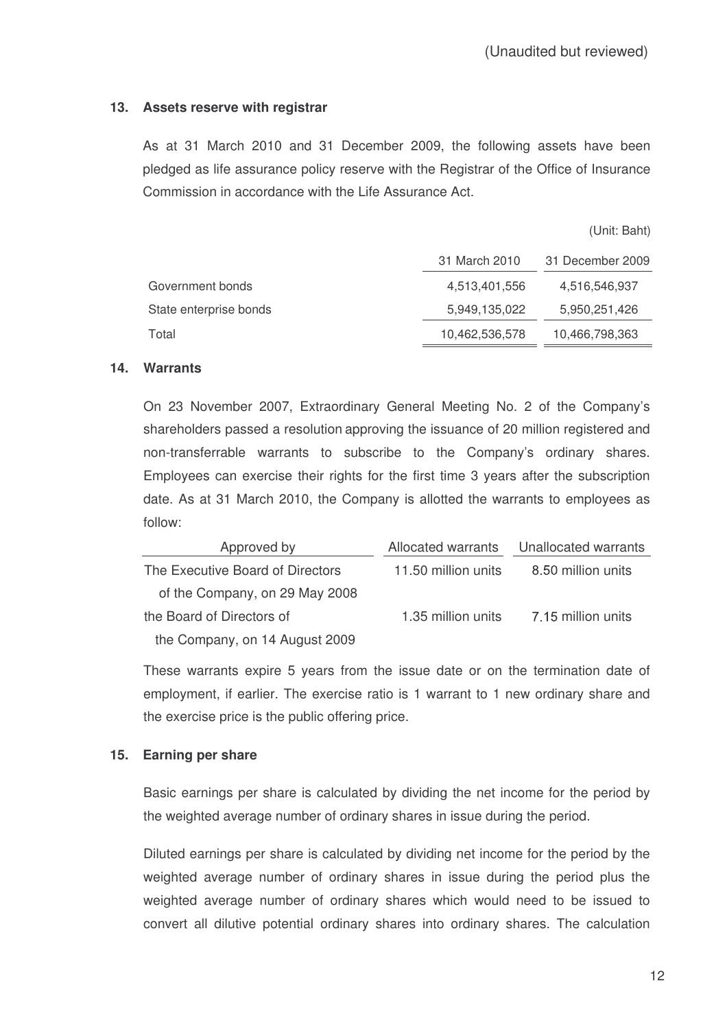(Unaudited but reviewed)

### 13. Assets reserve with registrar

As at 31 March 2010 and 31 December 2009, the following assets have been pledged as life assurance policy reserve with the Registrar of the Office of Insurance Commission in accordance with the Life Assurance Act.

(Unit: Baht)

| | 31 March 2010 | 31 December 2009 |
|---|---|---|
| Government bonds | 4,513,401,556 | 4,516,546,937 |
| State enterprise bonds | 5,949,135,022 | 5,950,251,426 |
| Total | 10,462,536,578 | 10,466,798,363 |

### 14. Warrants

On 23 November 2007, Extraordinary General Meeting No. 2 of the Company's shareholders passed a resolution approving the issuance of 20 million registered and non-transferrable warrants to subscribe to the Company's ordinary shares. Employees can exercise their rights for the first time 3 years after the subscription date. As at 31 March 2010, the Company is allotted the warrants to employees as follow:

| Approved by | Allocated warrants | Unallocated warrants |
|---|---|---|
| The Executive Board of Directors of the Company, on 29 May 2008 | 11.50 million units | 8.50 million units |
| the Board of Directors of the Company, on 14 August 2009 | 1.35 million units | 7.15 million units |

These warrants expire 5 years from the issue date or on the termination date of employment, if earlier. The exercise ratio is 1 warrant to 1 new ordinary share and the exercise price is the public offering price.

### 15. Earning per share

Basic earnings per share is calculated by dividing the net income for the period by the weighted average number of ordinary shares in issue during the period.

Diluted earnings per share is calculated by dividing net income for the period by the weighted average number of ordinary shares in issue during the period plus the weighted average number of ordinary shares which would need to be issued to convert all dilutive potential ordinary shares into ordinary shares. The calculation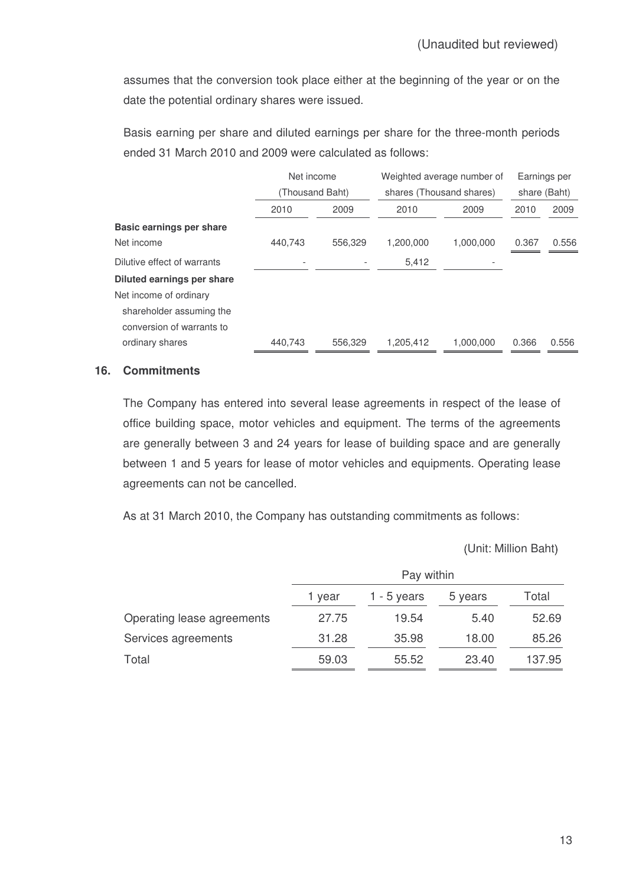(Unaudited but reviewed)

assumes that the conversion took place either at the beginning of the year or on the date the potential ordinary shares were issued.

Basis earning per share and diluted earnings per share for the three-month periods ended 31 March 2010 and 2009 were calculated as follows:

| | Net income (Thousand Baht) | | Weighted average number of shares (Thousand shares) | | Earnings per share (Baht) | |
|---|---|---|---|---|---|---|
| | 2010 | 2009 | 2010 | 2009 | 2010 | 2009 |
| **Basic earnings per share** | | | | | | |
| Net income | 440,743 | 556,329 | 1,200,000 | 1,000,000 | 0.367 | 0.556 |
| Dilutive effect of warrants | - | - | 5,412 | - | | |
| **Diluted earnings per share** | | | | | | |
| Net income of ordinary shareholder assuming the conversion of warrants to ordinary shares | 440,743 | 556,329 | 1,205,412 | 1,000,000 | 0.366 | 0.556 |

## 16. Commitments

The Company has entered into several lease agreements in respect of the lease of office building space, motor vehicles and equipment. The terms of the agreements are generally between 3 and 24 years for lease of building space and are generally between 1 and 5 years for lease of motor vehicles and equipments. Operating lease agreements can not be cancelled.

As at 31 March 2010, the Company has outstanding commitments as follows:

(Unit: Million Baht)

| | Pay within | | | |
|---|---|---|---|---|
| | 1 year | 1 - 5 years | 5 years | Total |
| Operating lease agreements | 27.75 | 19.54 | 5.40 | 52.69 |
| Services agreements | 31.28 | 35.98 | 18.00 | 85.26 |
| Total | 59.03 | 55.52 | 23.40 | 137.95 |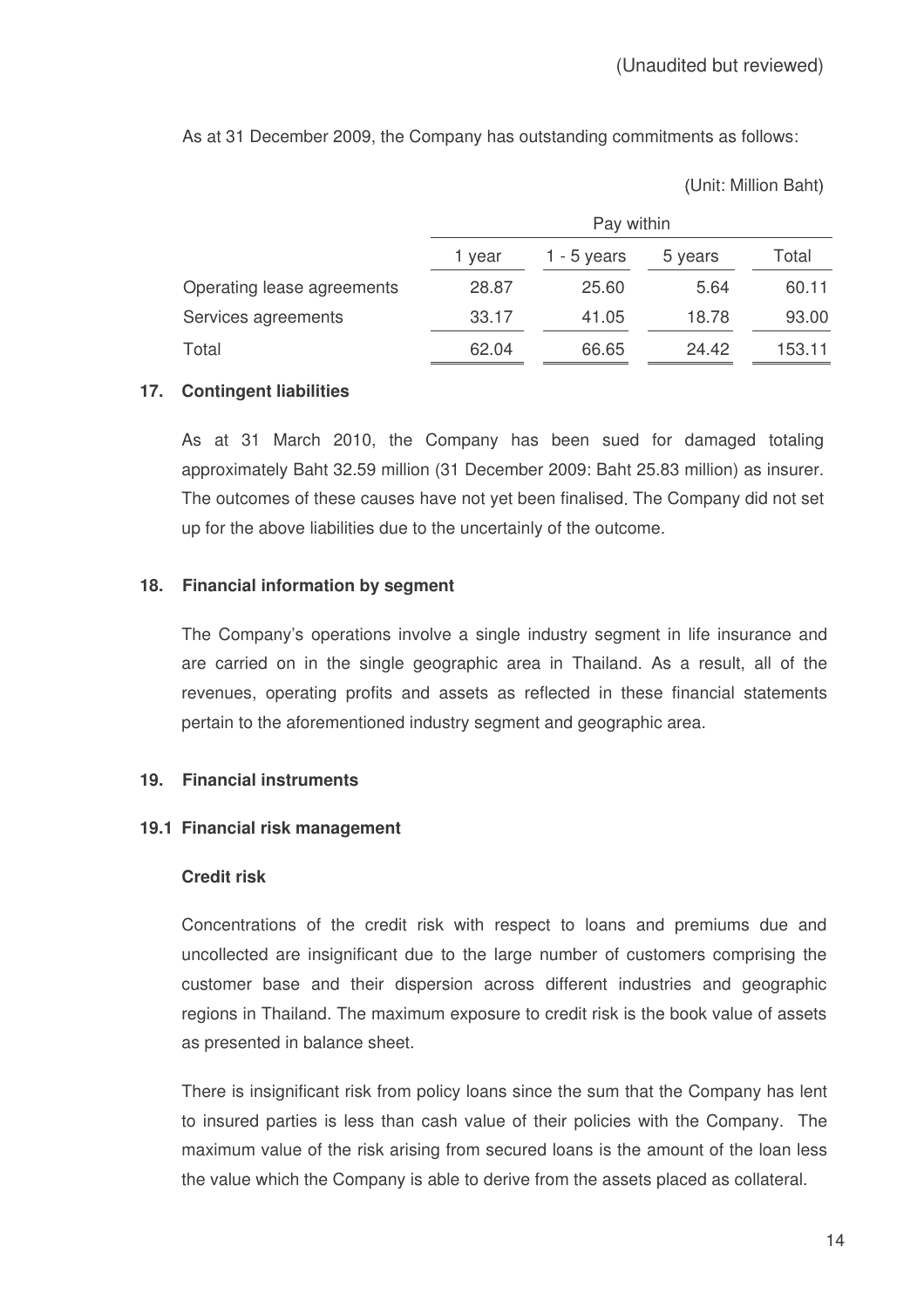(Unaudited but reviewed)

As at 31 December 2009, the Company has outstanding commitments as follows:

(Unit: Million Baht)

| | Pay within | | | |
|---|---|---|---|---|
| | 1 year | 1 - 5 years | 5 years | Total |
| Operating lease agreements | 28.87 | 25.60 | 5.64 | 60.11 |
| Services agreements | 33.17 | 41.05 | 18.78 | 93.00 |
| Total | 62.04 | 66.65 | 24.42 | 153.11 |

### 17. Contingent liabilities

As at 31 March 2010, the Company has been sued for damaged totaling approximately Baht 32.59 million (31 December 2009: Baht 25.83 million) as insurer. The outcomes of these causes have not yet been finalised. The Company did not set up for the above liabilities due to the uncertainly of the outcome.

### 18. Financial information by segment

The Company's operations involve a single industry segment in life insurance and are carried on in the single geographic area in Thailand. As a result, all of the revenues, operating profits and assets as reflected in these financial statements pertain to the aforementioned industry segment and geographic area.

### 19. Financial instruments

### 19.1 Financial risk management

**Credit risk**

Concentrations of the credit risk with respect to loans and premiums due and uncollected are insignificant due to the large number of customers comprising the customer base and their dispersion across different industries and geographic regions in Thailand. The maximum exposure to credit risk is the book value of assets as presented in balance sheet.

There is insignificant risk from policy loans since the sum that the Company has lent to insured parties is less than cash value of their policies with the Company. The maximum value of the risk arising from secured loans is the amount of the loan less the value which the Company is able to derive from the assets placed as collateral.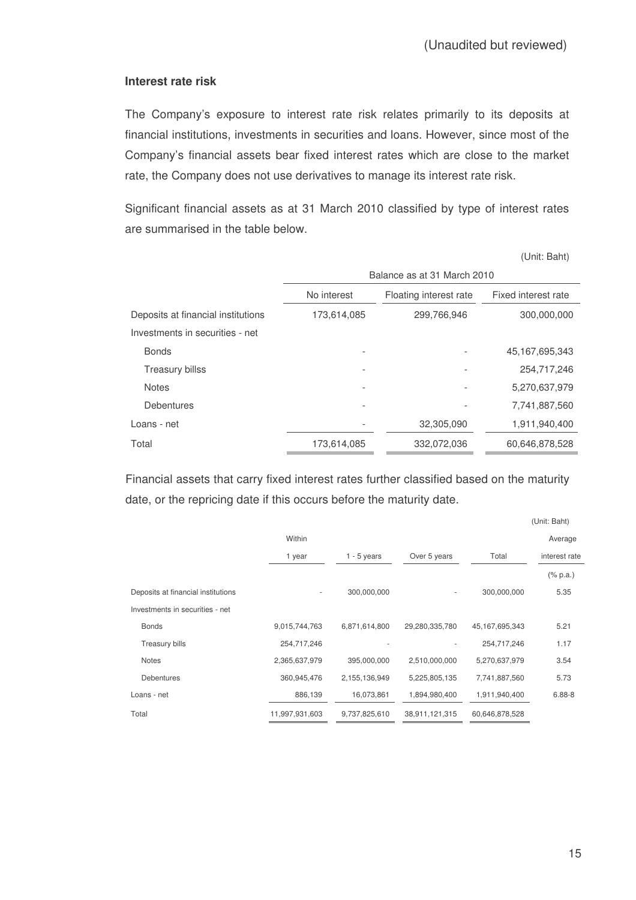(Unaudited but reviewed)

**Interest rate risk**

The Company's exposure to interest rate risk relates primarily to its deposits at financial institutions, investments in securities and loans. However, since most of the Company's financial assets bear fixed interest rates which are close to the market rate, the Company does not use derivatives to manage its interest rate risk.

Significant financial assets as at 31 March 2010 classified by type of interest rates are summarised in the table below.

(Unit: Baht)

| | Balance as at 31 March 2010 | | |
|---|---|---|---|
| | No interest | Floating interest rate | Fixed interest rate |
| Deposits at financial institutions | 173,614,085 | 299,766,946 | 300,000,000 |
| Investments in securities - net | | | |
| Bonds | - | - | 45,167,695,343 |
| Treasury billss | - | - | 254,717,246 |
| Notes | - | - | 5,270,637,979 |
| Debentures | - | - | 7,741,887,560 |
| Loans - net | - | 32,305,090 | 1,911,940,400 |
| Total | 173,614,085 | 332,072,036 | 60,646,878,528 |

Financial assets that carry fixed interest rates further classified based on the maturity date, or the repricing date if this occurs before the maturity date.

(Unit: Baht)

| | Within 1 year | 1 - 5 years | Over 5 years | Total | Average interest rate |
|---|---|---|---|---|---|
| | | | | | (% p.a.) |
| Deposits at financial institutions | - | 300,000,000 | - | 300,000,000 | 5.35 |
| Investments in securities - net | | | | | |
| Bonds | 9,015,744,763 | 6,871,614,800 | 29,280,335,780 | 45,167,695,343 | 5.21 |
| Treasury bills | 254,717,246 | - | - | 254,717,246 | 1.17 |
| Notes | 2,365,637,979 | 395,000,000 | 2,510,000,000 | 5,270,637,979 | 3.54 |
| Debentures | 360,945,476 | 2,155,136,949 | 5,225,805,135 | 7,741,887,560 | 5.73 |
| Loans - net | 886,139 | 16,073,861 | 1,894,980,400 | 1,911,940,400 | 6.88-8 |
| Total | 11,997,931,603 | 9,737,825,610 | 38,911,121,315 | 60,646,878,528 | |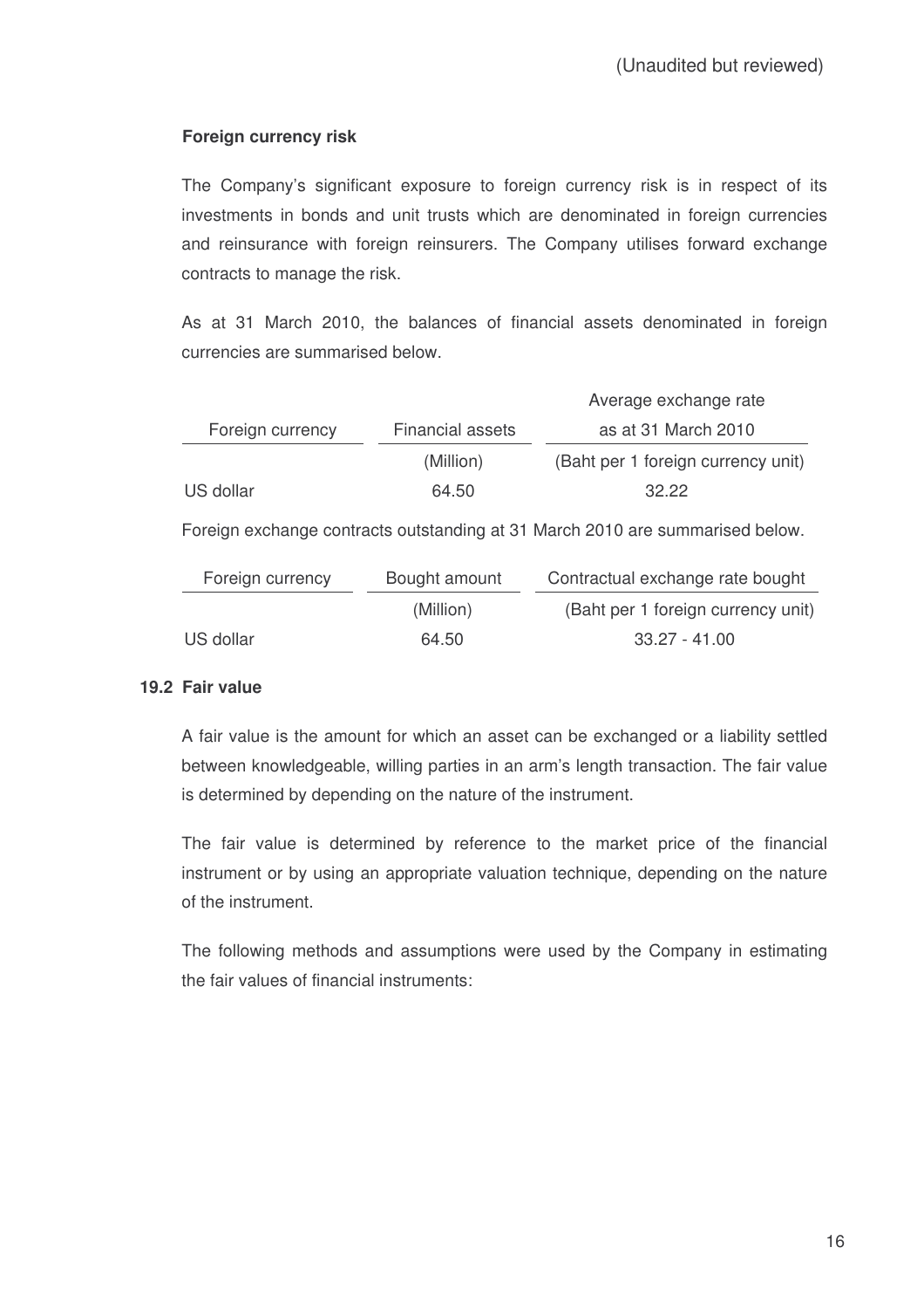(Unaudited but reviewed)

**Foreign currency risk**

The Company's significant exposure to foreign currency risk is in respect of its investments in bonds and unit trusts which are denominated in foreign currencies and reinsurance with foreign reinsurers. The Company utilises forward exchange contracts to manage the risk.

As at 31 March 2010, the balances of financial assets denominated in foreign currencies are summarised below.

| Foreign currency | Financial assets | Average exchange rate as at 31 March 2010 |
|---|---|---|
| | (Million) | (Baht per 1 foreign currency unit) |
| US dollar | 64.50 | 32.22 |

Foreign exchange contracts outstanding at 31 March 2010 are summarised below.

| Foreign currency | Bought amount | Contractual exchange rate bought |
|---|---|---|
| | (Million) | (Baht per 1 foreign currency unit) |
| US dollar | 64.50 | 33.27 - 41.00 |

### 19.2 Fair value

A fair value is the amount for which an asset can be exchanged or a liability settled between knowledgeable, willing parties in an arm's length transaction. The fair value is determined by depending on the nature of the instrument.

The fair value is determined by reference to the market price of the financial instrument or by using an appropriate valuation technique, depending on the nature of the instrument.

The following methods and assumptions were used by the Company in estimating the fair values of financial instruments: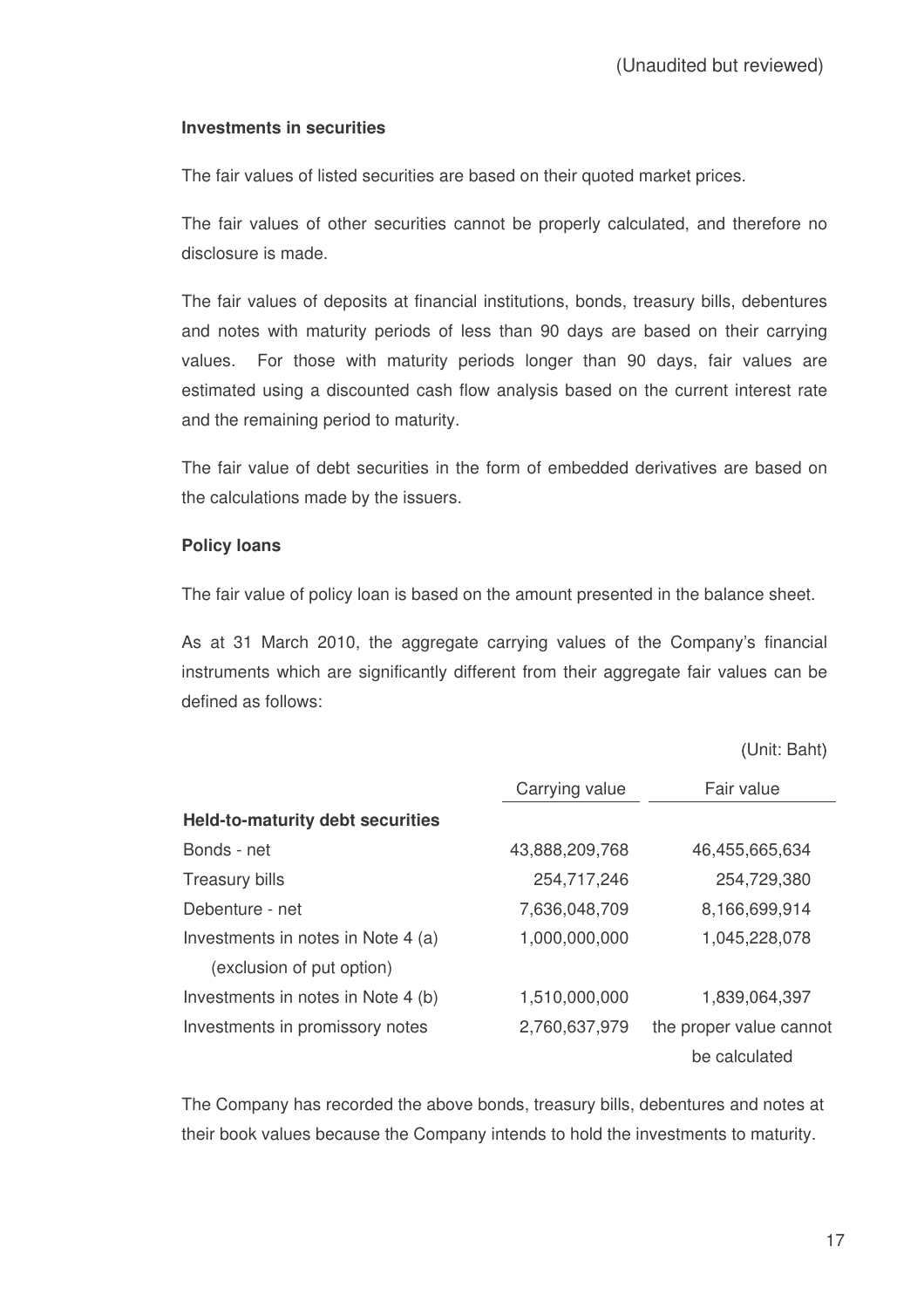(Unaudited but reviewed)

**Investments in securities**

The fair values of listed securities are based on their quoted market prices.

The fair values of other securities cannot be properly calculated, and therefore no disclosure is made.

The fair values of deposits at financial institutions, bonds, treasury bills, debentures and notes with maturity periods of less than 90 days are based on their carrying values. For those with maturity periods longer than 90 days, fair values are estimated using a discounted cash flow analysis based on the current interest rate and the remaining period to maturity.

The fair value of debt securities in the form of embedded derivatives are based on the calculations made by the issuers.

**Policy loans**

The fair value of policy loan is based on the amount presented in the balance sheet.

As at 31 March 2010, the aggregate carrying values of the Company's financial instruments which are significantly different from their aggregate fair values can be defined as follows:

(Unit: Baht)

| | Carrying value | Fair value |
|---|---|---|
| **Held-to-maturity debt securities** | | |
| Bonds - net | 43,888,209,768 | 46,455,665,634 |
| Treasury bills | 254,717,246 | 254,729,380 |
| Debenture - net | 7,636,048,709 | 8,166,699,914 |
| Investments in notes in Note 4 (a) (exclusion of put option) | 1,000,000,000 | 1,045,228,078 |
| Investments in notes in Note 4 (b) | 1,510,000,000 | 1,839,064,397 |
| Investments in promissory notes | 2,760,637,979 | the proper value cannot be calculated |

The Company has recorded the above bonds, treasury bills, debentures and notes at their book values because the Company intends to hold the investments to maturity.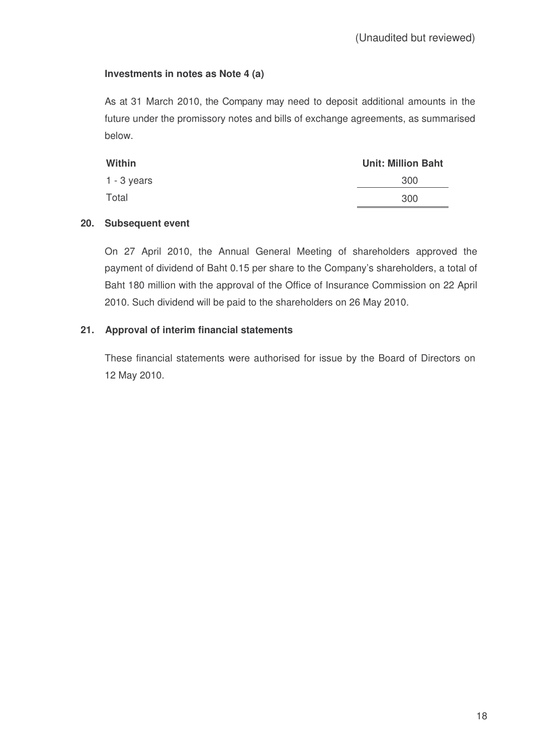(Unaudited but reviewed)

**Investments in notes as Note 4 (a)**

As at 31 March 2010, the Company may need to deposit additional amounts in the future under the promissory notes and bills of exchange agreements, as summarised below.

| Within | Unit: Million Baht |
|---|---|
| 1 - 3 years | 300 |
| Total | 300 |

## 20. Subsequent event

On 27 April 2010, the Annual General Meeting of shareholders approved the payment of dividend of Baht 0.15 per share to the Company's shareholders, a total of Baht 180 million with the approval of the Office of Insurance Commission on 22 April 2010. Such dividend will be paid to the shareholders on 26 May 2010.

## 21. Approval of interim financial statements

These financial statements were authorised for issue by the Board of Directors on 12 May 2010.